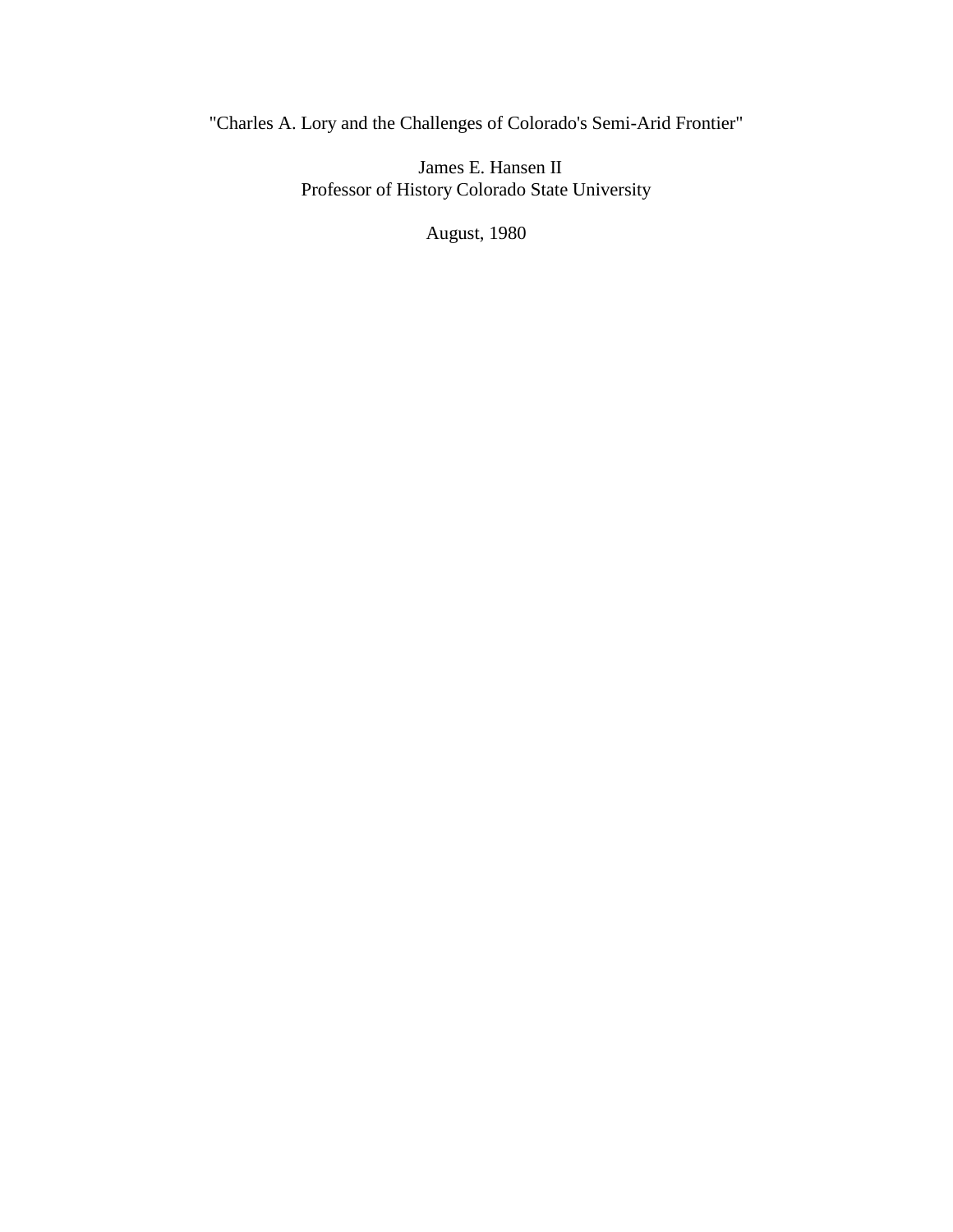# "Charles A. Lory and the Challenges of Colorado's Semi-Arid Frontier"

James E. Hansen II
Professor of History Colorado State University

August, 1980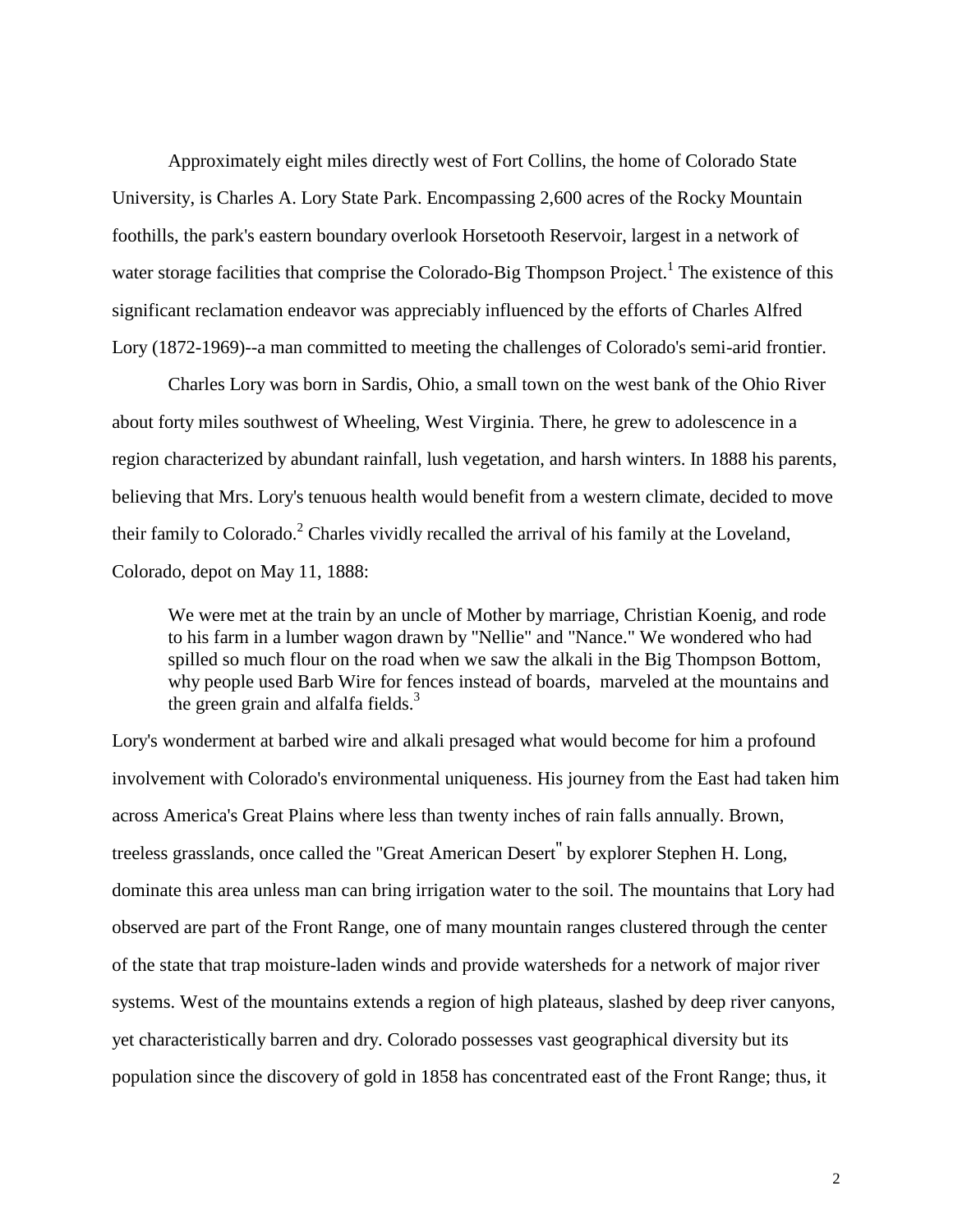Approximately eight miles directly west of Fort Collins, the home of Colorado State University, is Charles A. Lory State Park. Encompassing 2,600 acres of the Rocky Mountain foothills, the park's eastern boundary overlook Horsetooth Reservoir, largest in a network of water storage facilities that comprise the Colorado-Big Thompson Project.[1] The existence of this significant reclamation endeavor was appreciably influenced by the efforts of Charles Alfred Lory (1872-1969)--a man committed to meeting the challenges of Colorado's semi-arid frontier.

Charles Lory was born in Sardis, Ohio, a small town on the west bank of the Ohio River about forty miles southwest of Wheeling, West Virginia. There, he grew to adolescence in a region characterized by abundant rainfall, lush vegetation, and harsh winters. In 1888 his parents, believing that Mrs. Lory's tenuous health would benefit from a western climate, decided to move their family to Colorado.[2] Charles vividly recalled the arrival of his family at the Loveland, Colorado, depot on May 11, 1888:

> We were met at the train by an uncle of Mother by marriage, Christian Koenig, and rode to his farm in a lumber wagon drawn by "Nellie" and "Nance." We wondered who had spilled so much flour on the road when we saw the alkali in the Big Thompson Bottom, why people used Barb Wire for fences instead of boards, marveled at the mountains and the green grain and alfalfa fields.[3]

Lory's wonderment at barbed wire and alkali presaged what would become for him a profound involvement with Colorado's environmental uniqueness. His journey from the East had taken him across America's Great Plains where less than twenty inches of rain falls annually. Brown, treeless grasslands, once called the "Great American Desert" by explorer Stephen H. Long, dominate this area unless man can bring irrigation water to the soil. The mountains that Lory had observed are part of the Front Range, one of many mountain ranges clustered through the center of the state that trap moisture-laden winds and provide watersheds for a network of major river systems. West of the mountains extends a region of high plateaus, slashed by deep river canyons, yet characteristically barren and dry. Colorado possesses vast geographical diversity but its population since the discovery of gold in 1858 has concentrated east of the Front Range; thus, it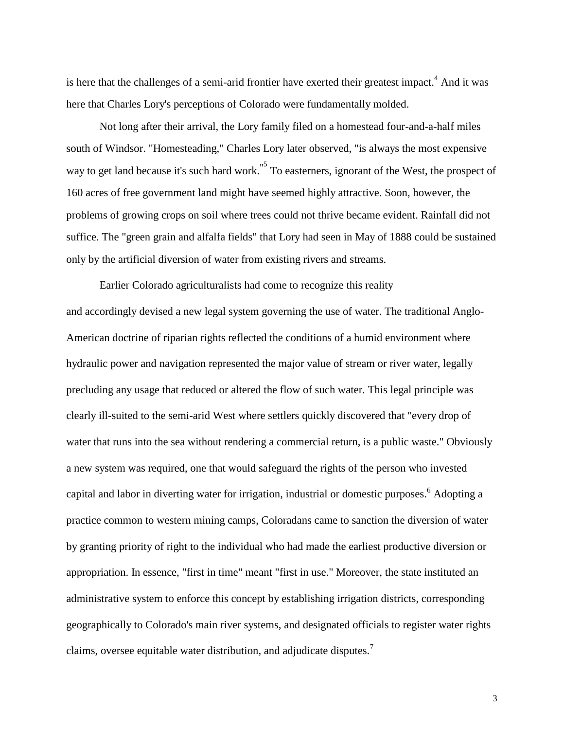is here that the challenges of a semi-arid frontier have exerted their greatest impact.[4] And it was here that Charles Lory's perceptions of Colorado were fundamentally molded.

Not long after their arrival, the Lory family filed on a homestead four-and-a-half miles south of Windsor. "Homesteading," Charles Lory later observed, "is always the most expensive way to get land because it's such hard work."[5] To easterners, ignorant of the West, the prospect of 160 acres of free government land might have seemed highly attractive. Soon, however, the problems of growing crops on soil where trees could not thrive became evident. Rainfall did not suffice. The "green grain and alfalfa fields" that Lory had seen in May of 1888 could be sustained only by the artificial diversion of water from existing rivers and streams.

Earlier Colorado agriculturalists had come to recognize this reality and accordingly devised a new legal system governing the use of water. The traditional Anglo-American doctrine of riparian rights reflected the conditions of a humid environment where hydraulic power and navigation represented the major value of stream or river water, legally precluding any usage that reduced or altered the flow of such water. This legal principle was clearly ill-suited to the semi-arid West where settlers quickly discovered that "every drop of water that runs into the sea without rendering a commercial return, is a public waste." Obviously a new system was required, one that would safeguard the rights of the person who invested capital and labor in diverting water for irrigation, industrial or domestic purposes.[6] Adopting a practice common to western mining camps, Coloradans came to sanction the diversion of water by granting priority of right to the individual who had made the earliest productive diversion or appropriation. In essence, "first in time" meant "first in use." Moreover, the state instituted an administrative system to enforce this concept by establishing irrigation districts, corresponding geographically to Colorado's main river systems, and designated officials to register water rights claims, oversee equitable water distribution, and adjudicate disputes.[7]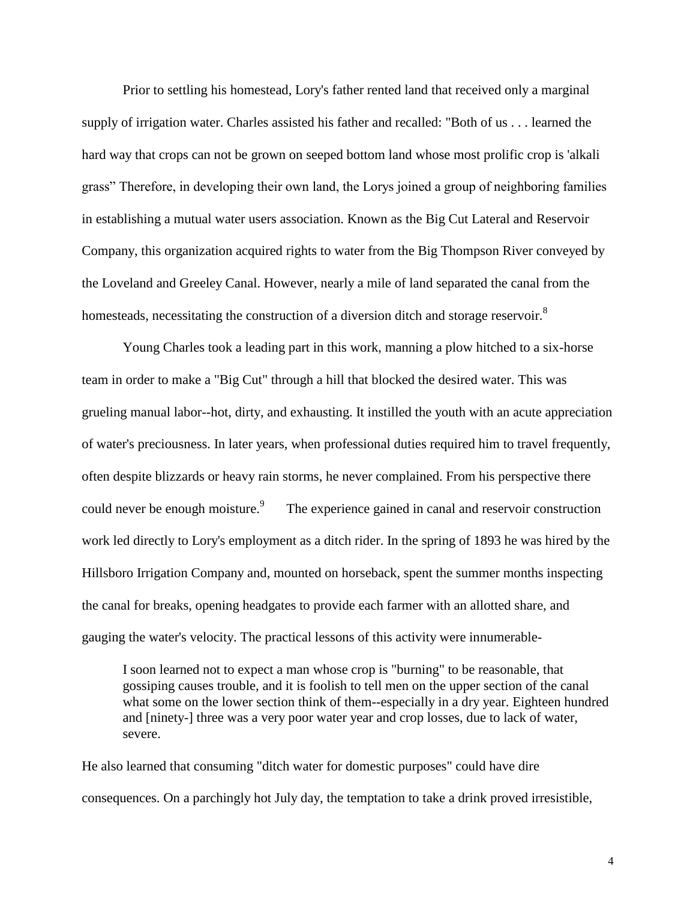Prior to settling his homestead, Lory's father rented land that received only a marginal supply of irrigation water. Charles assisted his father and recalled: "Both of us . . . learned the hard way that crops can not be grown on seeped bottom land whose most prolific crop is 'alkali grass" Therefore, in developing their own land, the Lorys joined a group of neighboring families in establishing a mutual water users association. Known as the Big Cut Lateral and Reservoir Company, this organization acquired rights to water from the Big Thompson River conveyed by the Loveland and Greeley Canal. However, nearly a mile of land separated the canal from the homesteads, necessitating the construction of a diversion ditch and storage reservoir.[8]

Young Charles took a leading part in this work, manning a plow hitched to a six-horse team in order to make a "Big Cut" through a hill that blocked the desired water. This was grueling manual labor--hot, dirty, and exhausting. It instilled the youth with an acute appreciation of water's preciousness. In later years, when professional duties required him to travel frequently, often despite blizzards or heavy rain storms, he never complained. From his perspective there could never be enough moisture.[9] The experience gained in canal and reservoir construction work led directly to Lory's employment as a ditch rider. In the spring of 1893 he was hired by the Hillsboro Irrigation Company and, mounted on horseback, spent the summer months inspecting the canal for breaks, opening headgates to provide each farmer with an allotted share, and gauging the water's velocity. The practical lessons of this activity were innumerable-

> I soon learned not to expect a man whose crop is "burning" to be reasonable, that gossiping causes trouble, and it is foolish to tell men on the upper section of the canal what some on the lower section think of them--especially in a dry year. Eighteen hundred and [ninety-] three was a very poor water year and crop losses, due to lack of water, severe.

He also learned that consuming "ditch water for domestic purposes" could have dire consequences. On a parchingly hot July day, the temptation to take a drink proved irresistible,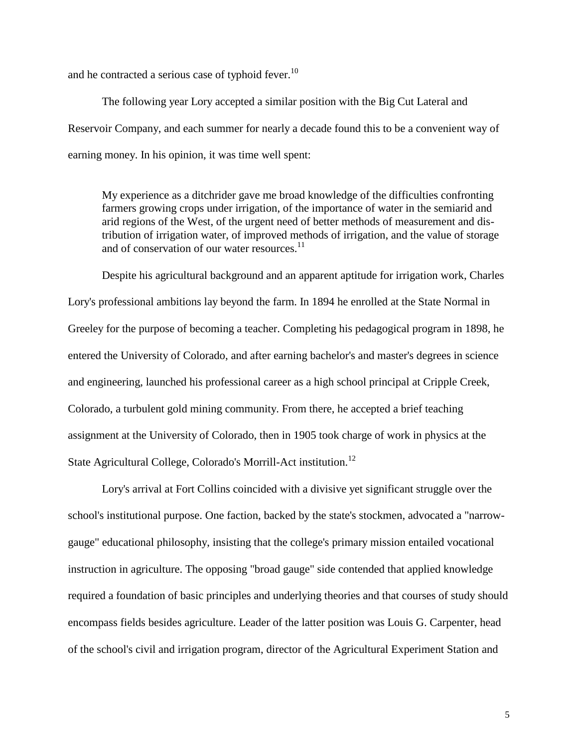and he contracted a serious case of typhoid fever.[10]

The following year Lory accepted a similar position with the Big Cut Lateral and Reservoir Company, and each summer for nearly a decade found this to be a convenient way of earning money. In his opinion, it was time well spent:

> My experience as a ditchrider gave me broad knowledge of the difficulties confronting farmers growing crops under irrigation, of the importance of water in the semiarid and arid regions of the West, of the urgent need of better methods of measurement and distribution of irrigation water, of improved methods of irrigation, and the value of storage and of conservation of our water resources.[11]

Despite his agricultural background and an apparent aptitude for irrigation work, Charles Lory's professional ambitions lay beyond the farm. In 1894 he enrolled at the State Normal in Greeley for the purpose of becoming a teacher. Completing his pedagogical program in 1898, he entered the University of Colorado, and after earning bachelor's and master's degrees in science and engineering, launched his professional career as a high school principal at Cripple Creek, Colorado, a turbulent gold mining community. From there, he accepted a brief teaching assignment at the University of Colorado, then in 1905 took charge of work in physics at the State Agricultural College, Colorado's Morrill-Act institution.[12]

Lory's arrival at Fort Collins coincided with a divisive yet significant struggle over the school's institutional purpose. One faction, backed by the state's stockmen, advocated a "narrow-gauge" educational philosophy, insisting that the college's primary mission entailed vocational instruction in agriculture. The opposing "broad gauge" side contended that applied knowledge required a foundation of basic principles and underlying theories and that courses of study should encompass fields besides agriculture. Leader of the latter position was Louis G. Carpenter, head of the school's civil and irrigation program, director of the Agricultural Experiment Station and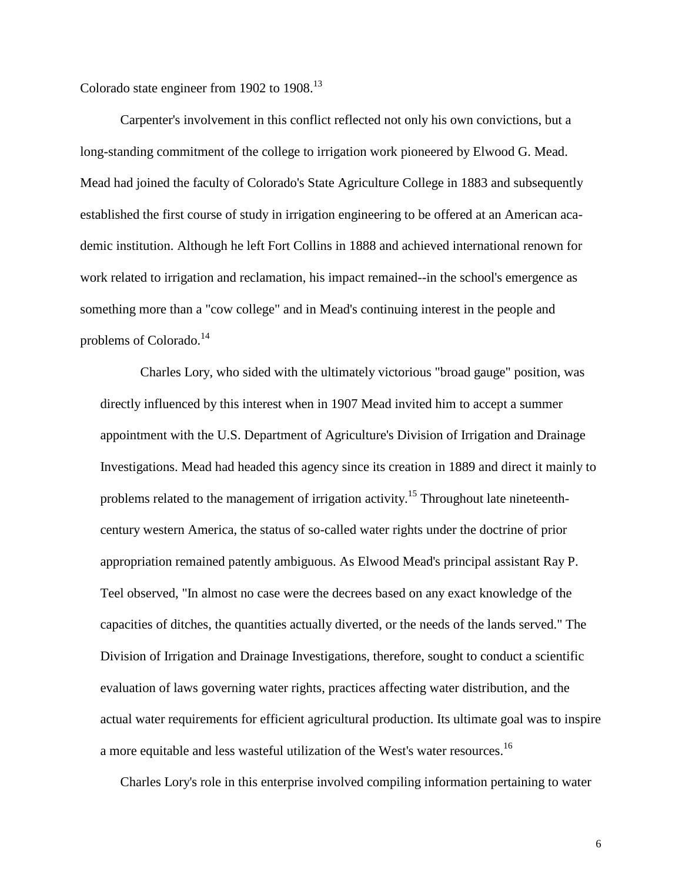Colorado state engineer from 1902 to 1908.[13]

Carpenter's involvement in this conflict reflected not only his own convictions, but a long-standing commitment of the college to irrigation work pioneered by Elwood G. Mead. Mead had joined the faculty of Colorado's State Agriculture College in 1883 and subsequently established the first course of study in irrigation engineering to be offered at an American academic institution. Although he left Fort Collins in 1888 and achieved international renown for work related to irrigation and reclamation, his impact remained--in the school's emergence as something more than a "cow college" and in Mead's continuing interest in the people and problems of Colorado.[14]

Charles Lory, who sided with the ultimately victorious "broad gauge" position, was directly influenced by this interest when in 1907 Mead invited him to accept a summer appointment with the U.S. Department of Agriculture's Division of Irrigation and Drainage Investigations. Mead had headed this agency since its creation in 1889 and direct it mainly to problems related to the management of irrigation activity.[15] Throughout late nineteenth-century western America, the status of so-called water rights under the doctrine of prior appropriation remained patently ambiguous. As Elwood Mead's principal assistant Ray P. Teel observed, "In almost no case were the decrees based on any exact knowledge of the capacities of ditches, the quantities actually diverted, or the needs of the lands served." The Division of Irrigation and Drainage Investigations, therefore, sought to conduct a scientific evaluation of laws governing water rights, practices affecting water distribution, and the actual water requirements for efficient agricultural production. Its ultimate goal was to inspire a more equitable and less wasteful utilization of the West's water resources.[16]

Charles Lory's role in this enterprise involved compiling information pertaining to water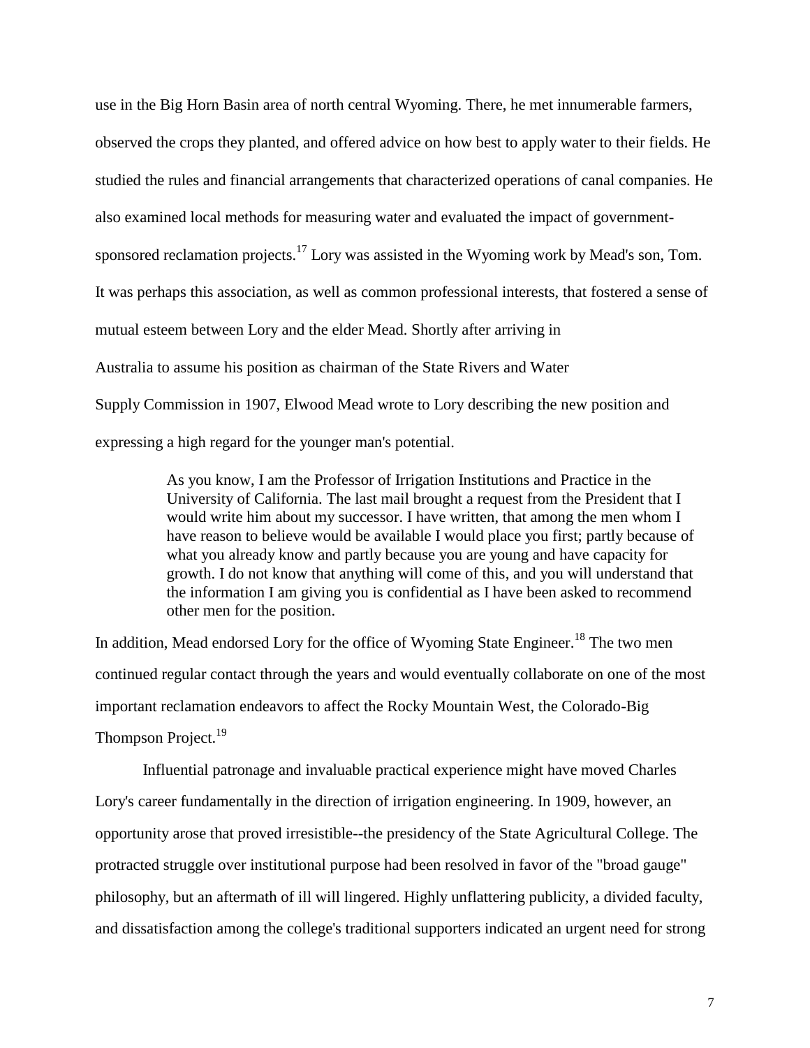use in the Big Horn Basin area of north central Wyoming. There, he met innumerable farmers, observed the crops they planted, and offered advice on how best to apply water to their fields. He studied the rules and financial arrangements that characterized operations of canal companies. He also examined local methods for measuring water and evaluated the impact of government-sponsored reclamation projects.[17] Lory was assisted in the Wyoming work by Mead's son, Tom. It was perhaps this association, as well as common professional interests, that fostered a sense of mutual esteem between Lory and the elder Mead. Shortly after arriving in Australia to assume his position as chairman of the State Rivers and Water Supply Commission in 1907, Elwood Mead wrote to Lory describing the new position and expressing a high regard for the younger man's potential.

> As you know, I am the Professor of Irrigation Institutions and Practice in the University of California. The last mail brought a request from the President that I would write him about my successor. I have written, that among the men whom I have reason to believe would be available I would place you first; partly because of what you already know and partly because you are young and have capacity for growth. I do not know that anything will come of this, and you will understand that the information I am giving you is confidential as I have been asked to recommend other men for the position.

In addition, Mead endorsed Lory for the office of Wyoming State Engineer.[18] The two men continued regular contact through the years and would eventually collaborate on one of the most important reclamation endeavors to affect the Rocky Mountain West, the Colorado-Big Thompson Project.[19]

Influential patronage and invaluable practical experience might have moved Charles Lory's career fundamentally in the direction of irrigation engineering. In 1909, however, an opportunity arose that proved irresistible--the presidency of the State Agricultural College. The protracted struggle over institutional purpose had been resolved in favor of the "broad gauge" philosophy, but an aftermath of ill will lingered. Highly unflattering publicity, a divided faculty, and dissatisfaction among the college's traditional supporters indicated an urgent need for strong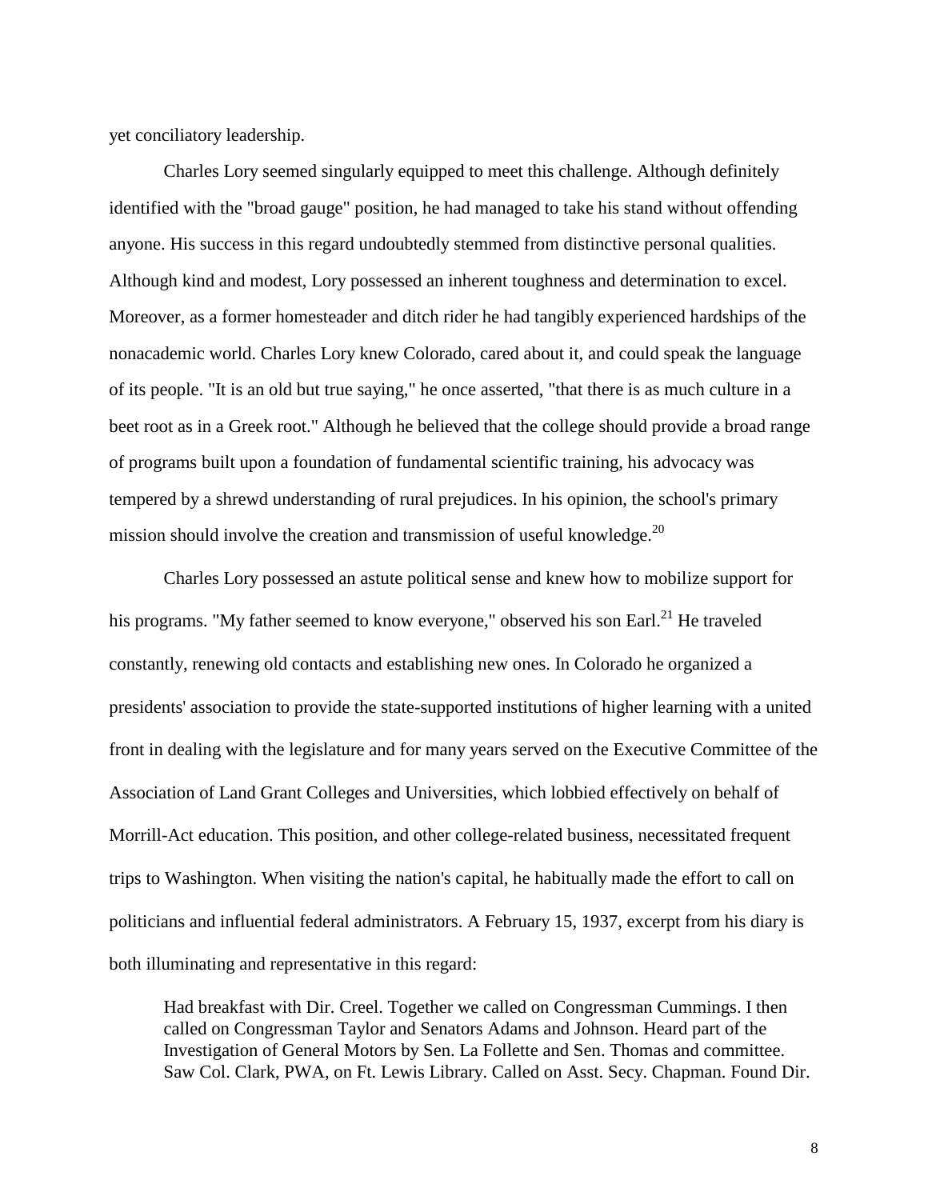yet conciliatory leadership.

Charles Lory seemed singularly equipped to meet this challenge. Although definitely identified with the "broad gauge" position, he had managed to take his stand without offending anyone. His success in this regard undoubtedly stemmed from distinctive personal qualities. Although kind and modest, Lory possessed an inherent toughness and determination to excel. Moreover, as a former homesteader and ditch rider he had tangibly experienced hardships of the nonacademic world. Charles Lory knew Colorado, cared about it, and could speak the language of its people. "It is an old but true saying," he once asserted, "that there is as much culture in a beet root as in a Greek root." Although he believed that the college should provide a broad range of programs built upon a foundation of fundamental scientific training, his advocacy was tempered by a shrewd understanding of rural prejudices. In his opinion, the school's primary mission should involve the creation and transmission of useful knowledge.[20]

Charles Lory possessed an astute political sense and knew how to mobilize support for his programs. "My father seemed to know everyone," observed his son Earl.[21] He traveled constantly, renewing old contacts and establishing new ones. In Colorado he organized a presidents' association to provide the state-supported institutions of higher learning with a united front in dealing with the legislature and for many years served on the Executive Committee of the Association of Land Grant Colleges and Universities, which lobbied effectively on behalf of Morrill-Act education. This position, and other college-related business, necessitated frequent trips to Washington. When visiting the nation's capital, he habitually made the effort to call on politicians and influential federal administrators. A February 15, 1937, excerpt from his diary is both illuminating and representative in this regard:

> Had breakfast with Dir. Creel. Together we called on Congressman Cummings. I then called on Congressman Taylor and Senators Adams and Johnson. Heard part of the Investigation of General Motors by Sen. La Follette and Sen. Thomas and committee. Saw Col. Clark, PWA, on Ft. Lewis Library. Called on Asst. Secy. Chapman. Found Dir.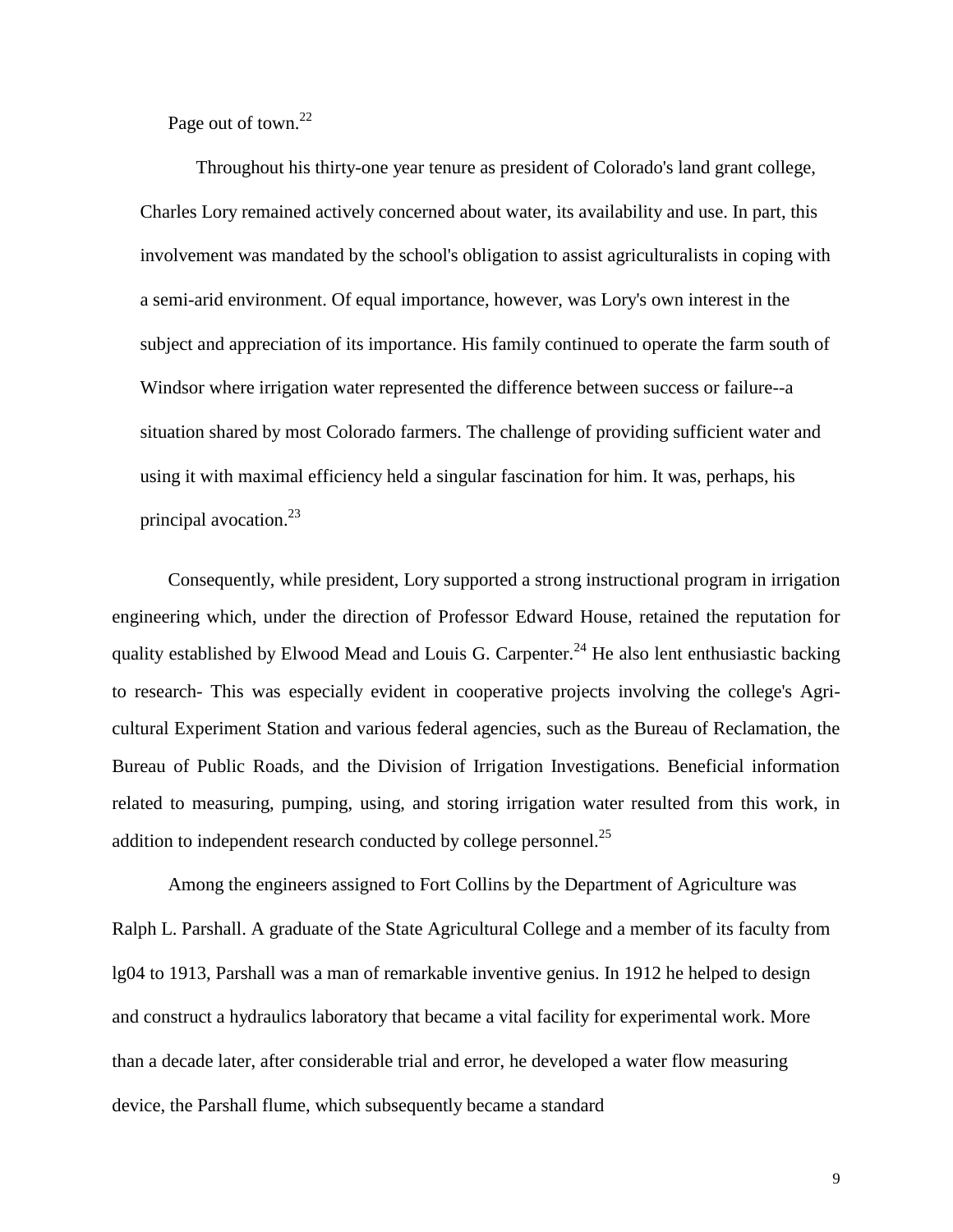Page out of town.[22]

Throughout his thirty-one year tenure as president of Colorado's land grant college, Charles Lory remained actively concerned about water, its availability and use. In part, this involvement was mandated by the school's obligation to assist agriculturalists in coping with a semi-arid environment. Of equal importance, however, was Lory's own interest in the subject and appreciation of its importance. His family continued to operate the farm south of Windsor where irrigation water represented the difference between success or failure--a situation shared by most Colorado farmers. The challenge of providing sufficient water and using it with maximal efficiency held a singular fascination for him. It was, perhaps, his principal avocation.[23]

Consequently, while president, Lory supported a strong instructional program in irrigation engineering which, under the direction of Professor Edward House, retained the reputation for quality established by Elwood Mead and Louis G. Carpenter.[24] He also lent enthusiastic backing to research- This was especially evident in cooperative projects involving the college's Agricultural Experiment Station and various federal agencies, such as the Bureau of Reclamation, the Bureau of Public Roads, and the Division of Irrigation Investigations. Beneficial information related to measuring, pumping, using, and storing irrigation water resulted from this work, in addition to independent research conducted by college personnel.[25]

Among the engineers assigned to Fort Collins by the Department of Agriculture was Ralph L. Parshall. A graduate of the State Agricultural College and a member of its faculty from lg04 to 1913, Parshall was a man of remarkable inventive genius. In 1912 he helped to design and construct a hydraulics laboratory that became a vital facility for experimental work. More than a decade later, after considerable trial and error, he developed a water flow measuring device, the Parshall flume, which subsequently became a standard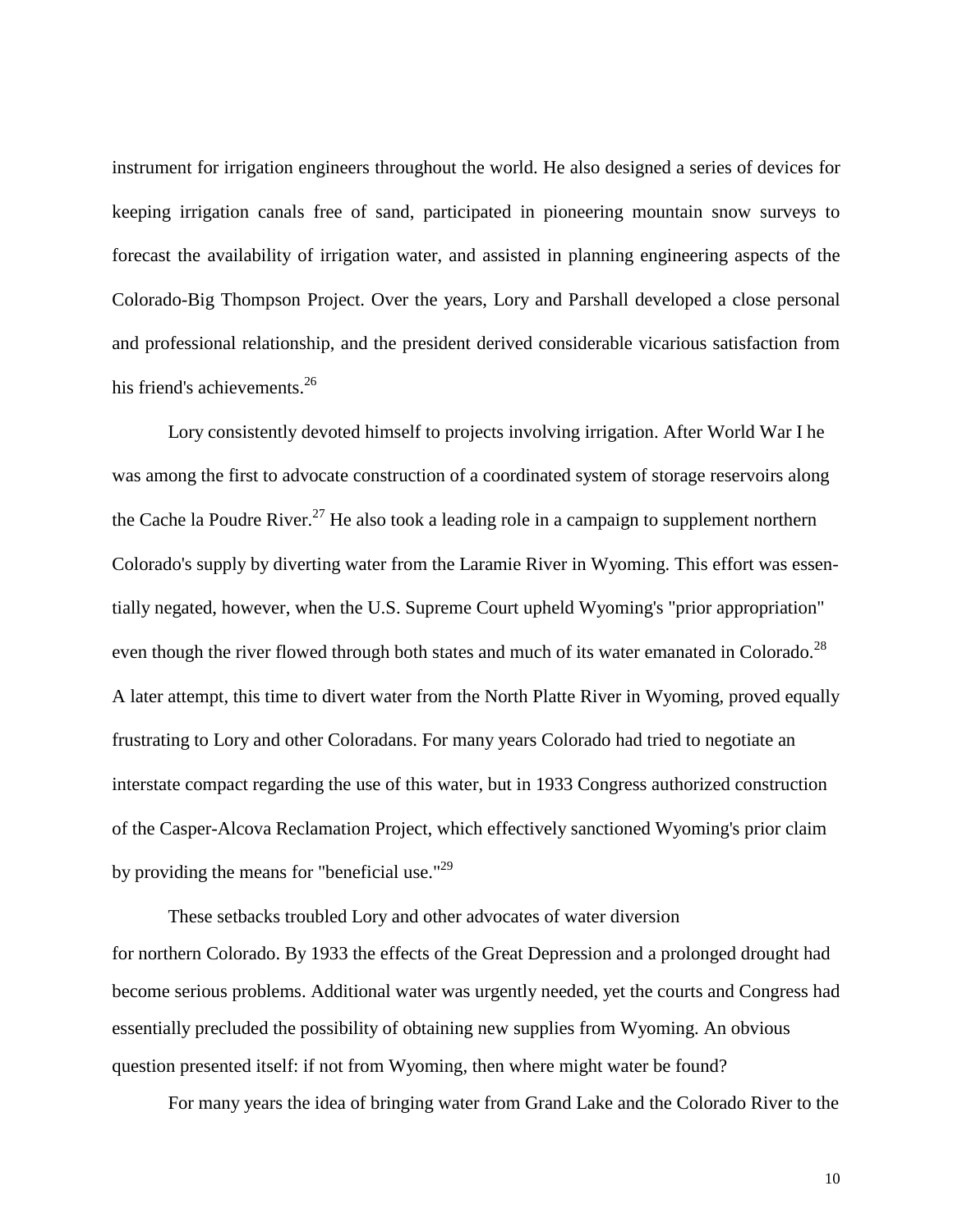instrument for irrigation engineers throughout the world. He also designed a series of devices for keeping irrigation canals free of sand, participated in pioneering mountain snow surveys to forecast the availability of irrigation water, and assisted in planning engineering aspects of the Colorado-Big Thompson Project. Over the years, Lory and Parshall developed a close personal and professional relationship, and the president derived considerable vicarious satisfaction from his friend's achievements.[26]

Lory consistently devoted himself to projects involving irrigation. After World War I he was among the first to advocate construction of a coordinated system of storage reservoirs along the Cache la Poudre River.[27] He also took a leading role in a campaign to supplement northern Colorado's supply by diverting water from the Laramie River in Wyoming. This effort was essentially negated, however, when the U.S. Supreme Court upheld Wyoming's "prior appropriation" even though the river flowed through both states and much of its water emanated in Colorado.[28] A later attempt, this time to divert water from the North Platte River in Wyoming, proved equally frustrating to Lory and other Coloradans. For many years Colorado had tried to negotiate an interstate compact regarding the use of this water, but in 1933 Congress authorized construction of the Casper-Alcova Reclamation Project, which effectively sanctioned Wyoming's prior claim by providing the means for "beneficial use."[29]

These setbacks troubled Lory and other advocates of water diversion for northern Colorado. By 1933 the effects of the Great Depression and a prolonged drought had become serious problems. Additional water was urgently needed, yet the courts and Congress had essentially precluded the possibility of obtaining new supplies from Wyoming. An obvious question presented itself: if not from Wyoming, then where might water be found?

For many years the idea of bringing water from Grand Lake and the Colorado River to the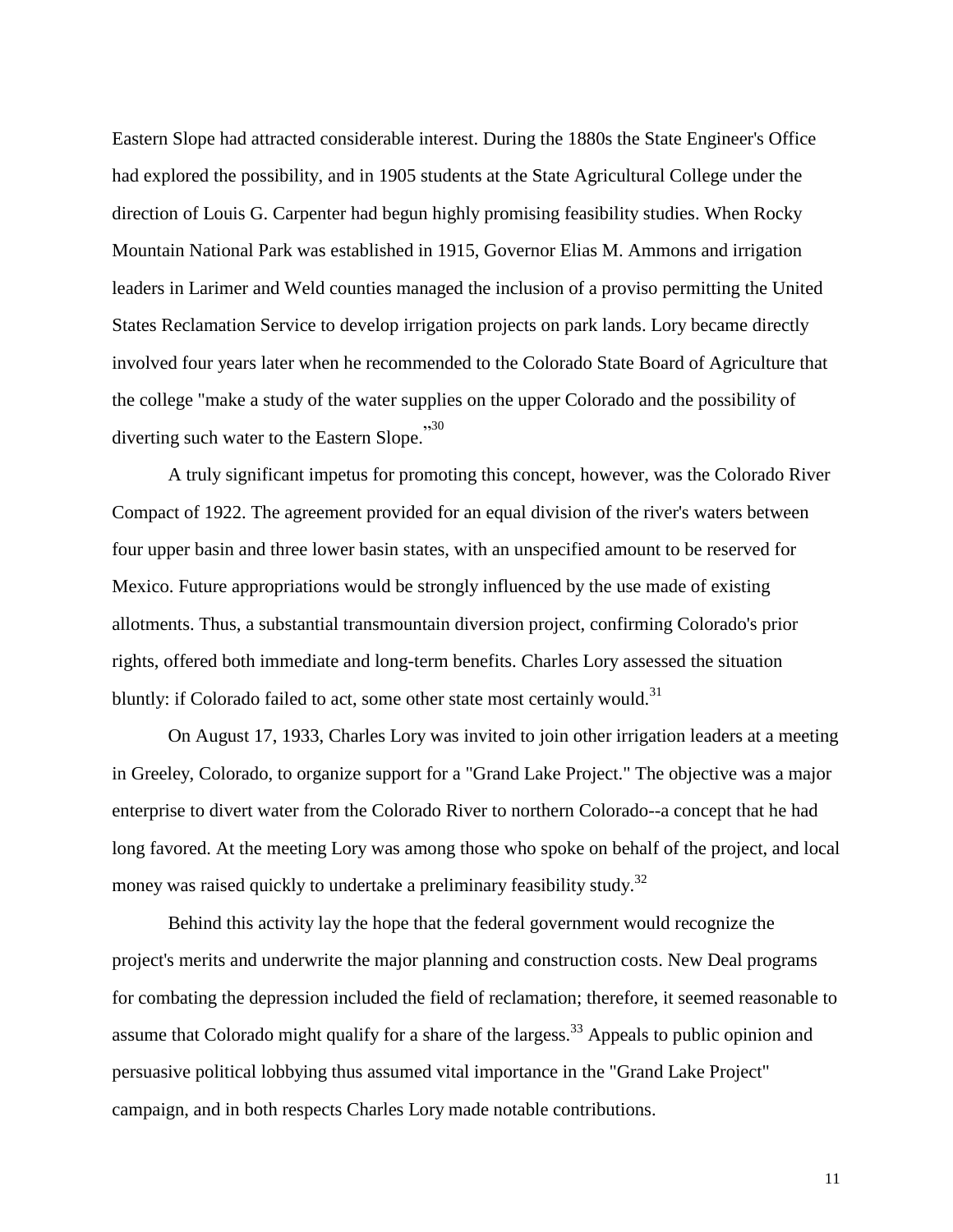Eastern Slope had attracted considerable interest. During the 1880s the State Engineer's Office had explored the possibility, and in 1905 students at the State Agricultural College under the direction of Louis G. Carpenter had begun highly promising feasibility studies. When Rocky Mountain National Park was established in 1915, Governor Elias M. Ammons and irrigation leaders in Larimer and Weld counties managed the inclusion of a proviso permitting the United States Reclamation Service to develop irrigation projects on park lands. Lory became directly involved four years later when he recommended to the Colorado State Board of Agriculture that the college "make a study of the water supplies on the upper Colorado and the possibility of diverting such water to the Eastern Slope."[30]

A truly significant impetus for promoting this concept, however, was the Colorado River Compact of 1922. The agreement provided for an equal division of the river's waters between four upper basin and three lower basin states, with an unspecified amount to be reserved for Mexico. Future appropriations would be strongly influenced by the use made of existing allotments. Thus, a substantial transmountain diversion project, confirming Colorado's prior rights, offered both immediate and long-term benefits. Charles Lory assessed the situation bluntly: if Colorado failed to act, some other state most certainly would.[31]

On August 17, 1933, Charles Lory was invited to join other irrigation leaders at a meeting in Greeley, Colorado, to organize support for a "Grand Lake Project." The objective was a major enterprise to divert water from the Colorado River to northern Colorado--a concept that he had long favored. At the meeting Lory was among those who spoke on behalf of the project, and local money was raised quickly to undertake a preliminary feasibility study.[32]

Behind this activity lay the hope that the federal government would recognize the project's merits and underwrite the major planning and construction costs. New Deal programs for combating the depression included the field of reclamation; therefore, it seemed reasonable to assume that Colorado might qualify for a share of the largess.[33] Appeals to public opinion and persuasive political lobbying thus assumed vital importance in the "Grand Lake Project" campaign, and in both respects Charles Lory made notable contributions.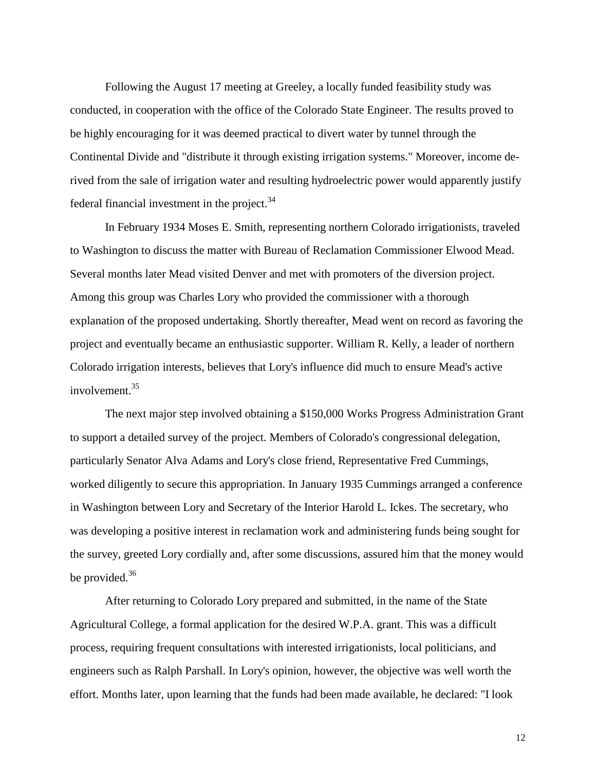Following the August 17 meeting at Greeley, a locally funded feasibility study was conducted, in cooperation with the office of the Colorado State Engineer. The results proved to be highly encouraging for it was deemed practical to divert water by tunnel through the Continental Divide and "distribute it through existing irrigation systems." Moreover, income derived from the sale of irrigation water and resulting hydroelectric power would apparently justify federal financial investment in the project.[34]

In February 1934 Moses E. Smith, representing northern Colorado irrigationists, traveled to Washington to discuss the matter with Bureau of Reclamation Commissioner Elwood Mead. Several months later Mead visited Denver and met with promoters of the diversion project. Among this group was Charles Lory who provided the commissioner with a thorough explanation of the proposed undertaking. Shortly thereafter, Mead went on record as favoring the project and eventually became an enthusiastic supporter. William R. Kelly, a leader of northern Colorado irrigation interests, believes that Lory's influence did much to ensure Mead's active involvement.[35]

The next major step involved obtaining a $150,000 Works Progress Administration Grant to support a detailed survey of the project. Members of Colorado's congressional delegation, particularly Senator Alva Adams and Lory's close friend, Representative Fred Cummings, worked diligently to secure this appropriation. In January 1935 Cummings arranged a conference in Washington between Lory and Secretary of the Interior Harold L. Ickes. The secretary, who was developing a positive interest in reclamation work and administering funds being sought for the survey, greeted Lory cordially and, after some discussions, assured him that the money would be provided.[36]

After returning to Colorado Lory prepared and submitted, in the name of the State Agricultural College, a formal application for the desired W.P.A. grant. This was a difficult process, requiring frequent consultations with interested irrigationists, local politicians, and engineers such as Ralph Parshall. In Lory's opinion, however, the objective was well worth the effort. Months later, upon learning that the funds had been made available, he declared: "I look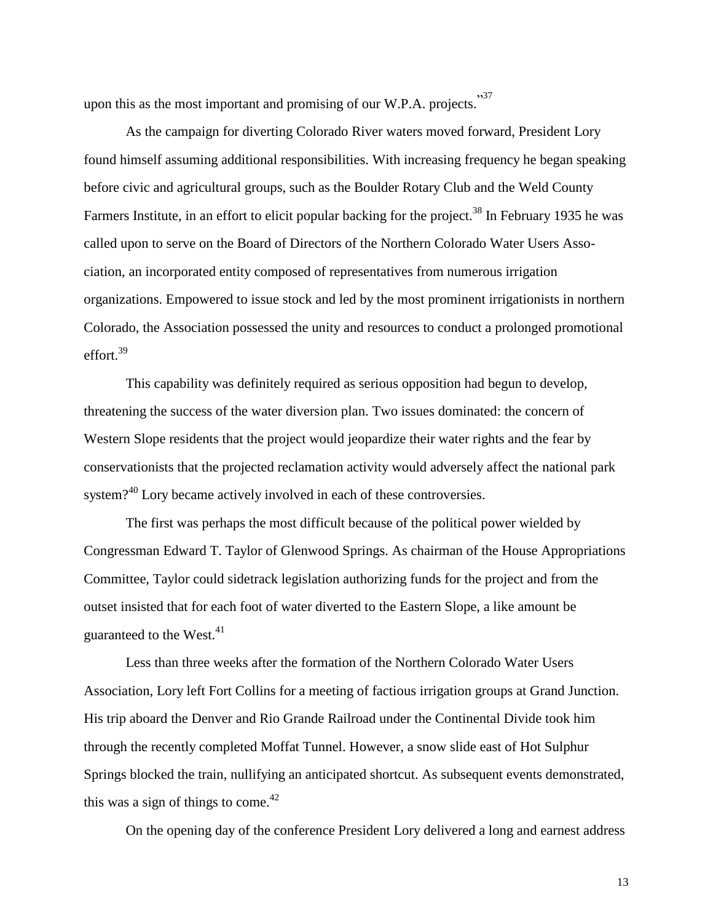upon this as the most important and promising of our W.P.A. projects."[37]

As the campaign for diverting Colorado River waters moved forward, President Lory found himself assuming additional responsibilities. With increasing frequency he began speaking before civic and agricultural groups, such as the Boulder Rotary Club and the Weld County Farmers Institute, in an effort to elicit popular backing for the project.[38] In February 1935 he was called upon to serve on the Board of Directors of the Northern Colorado Water Users Association, an incorporated entity composed of representatives from numerous irrigation organizations. Empowered to issue stock and led by the most prominent irrigationists in northern Colorado, the Association possessed the unity and resources to conduct a prolonged promotional effort.[39]

This capability was definitely required as serious opposition had begun to develop, threatening the success of the water diversion plan. Two issues dominated: the concern of Western Slope residents that the project would jeopardize their water rights and the fear by conservationists that the projected reclamation activity would adversely affect the national park system?[40] Lory became actively involved in each of these controversies.

The first was perhaps the most difficult because of the political power wielded by Congressman Edward T. Taylor of Glenwood Springs. As chairman of the House Appropriations Committee, Taylor could sidetrack legislation authorizing funds for the project and from the outset insisted that for each foot of water diverted to the Eastern Slope, a like amount be guaranteed to the West.[41]

Less than three weeks after the formation of the Northern Colorado Water Users Association, Lory left Fort Collins for a meeting of factious irrigation groups at Grand Junction. His trip aboard the Denver and Rio Grande Railroad under the Continental Divide took him through the recently completed Moffat Tunnel. However, a snow slide east of Hot Sulphur Springs blocked the train, nullifying an anticipated shortcut. As subsequent events demonstrated, this was a sign of things to come.[42]

On the opening day of the conference President Lory delivered a long and earnest address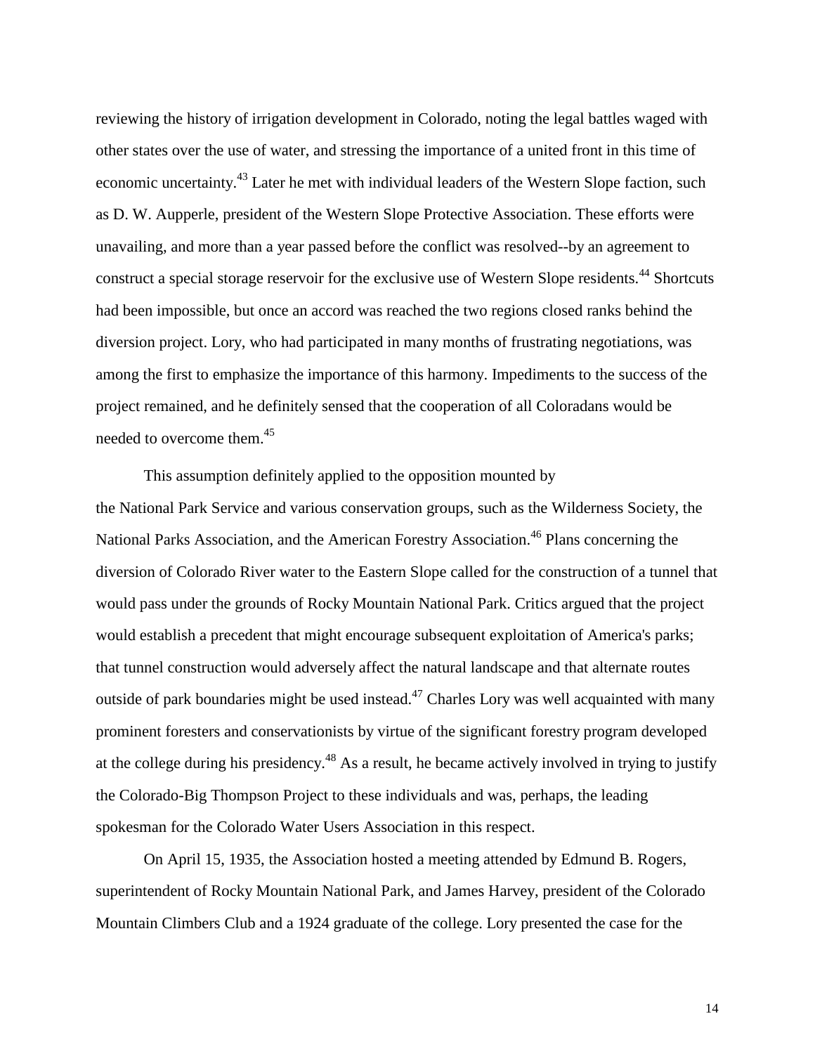reviewing the history of irrigation development in Colorado, noting the legal battles waged with other states over the use of water, and stressing the importance of a united front in this time of economic uncertainty.[43] Later he met with individual leaders of the Western Slope faction, such as D. W. Aupperle, president of the Western Slope Protective Association. These efforts were unavailing, and more than a year passed before the conflict was resolved--by an agreement to construct a special storage reservoir for the exclusive use of Western Slope residents.[44] Shortcuts had been impossible, but once an accord was reached the two regions closed ranks behind the diversion project. Lory, who had participated in many months of frustrating negotiations, was among the first to emphasize the importance of this harmony. Impediments to the success of the project remained, and he definitely sensed that the cooperation of all Coloradans would be needed to overcome them.[45]

This assumption definitely applied to the opposition mounted by the National Park Service and various conservation groups, such as the Wilderness Society, the National Parks Association, and the American Forestry Association.[46] Plans concerning the diversion of Colorado River water to the Eastern Slope called for the construction of a tunnel that would pass under the grounds of Rocky Mountain National Park. Critics argued that the project would establish a precedent that might encourage subsequent exploitation of America's parks; that tunnel construction would adversely affect the natural landscape and that alternate routes outside of park boundaries might be used instead.[47] Charles Lory was well acquainted with many prominent foresters and conservationists by virtue of the significant forestry program developed at the college during his presidency.[48] As a result, he became actively involved in trying to justify the Colorado-Big Thompson Project to these individuals and was, perhaps, the leading spokesman for the Colorado Water Users Association in this respect.

On April 15, 1935, the Association hosted a meeting attended by Edmund B. Rogers, superintendent of Rocky Mountain National Park, and James Harvey, president of the Colorado Mountain Climbers Club and a 1924 graduate of the college. Lory presented the case for the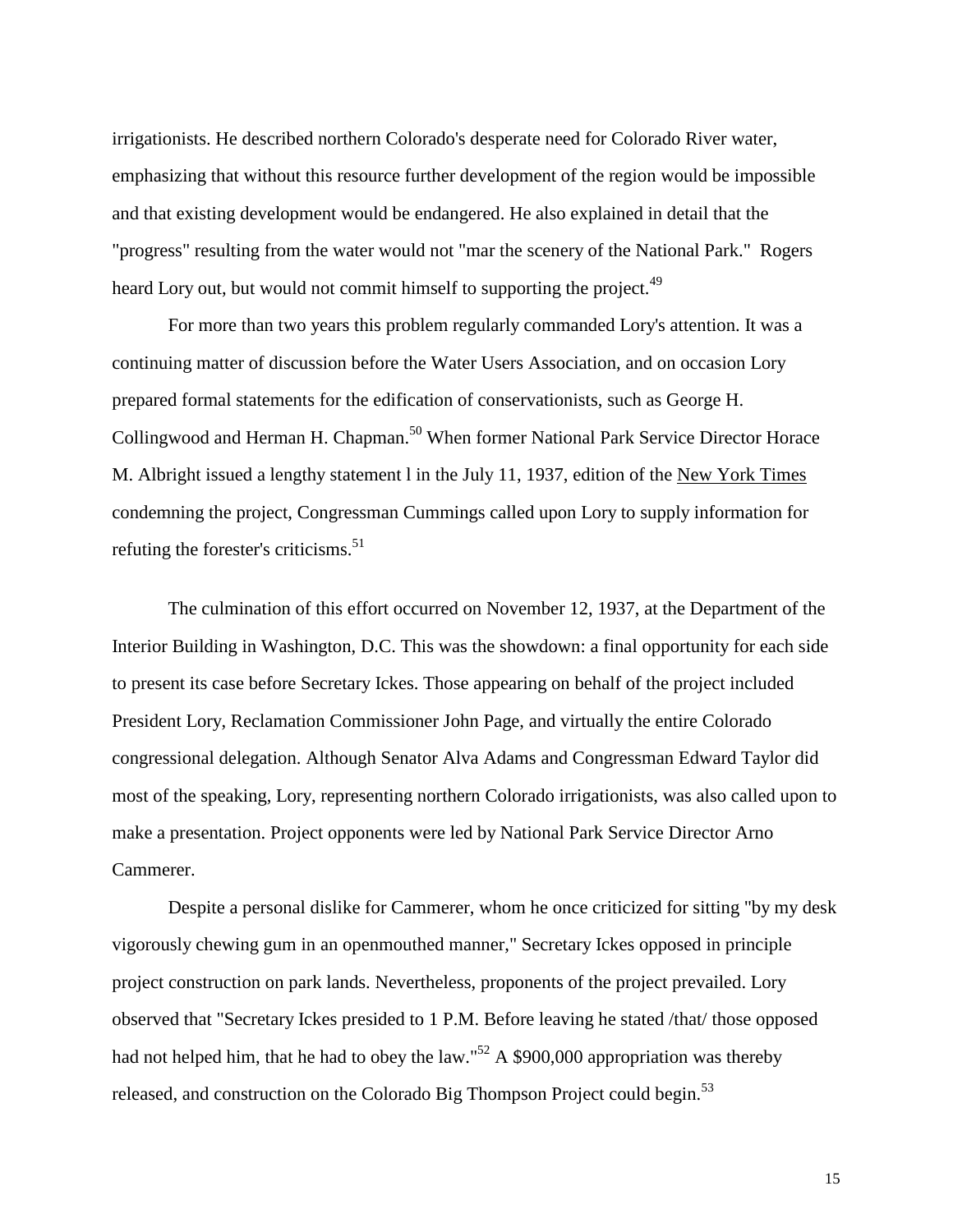irrigationists. He described northern Colorado's desperate need for Colorado River water, emphasizing that without this resource further development of the region would be impossible and that existing development would be endangered. He also explained in detail that the "progress" resulting from the water would not "mar the scenery of the National Park." Rogers heard Lory out, but would not commit himself to supporting the project.[49]

For more than two years this problem regularly commanded Lory's attention. It was a continuing matter of discussion before the Water Users Association, and on occasion Lory prepared formal statements for the edification of conservationists, such as George H. Collingwood and Herman H. Chapman.[50] When former National Park Service Director Horace M. Albright issued a lengthy statement l in the July 11, 1937, edition of the New York Times condemning the project, Congressman Cummings called upon Lory to supply information for refuting the forester's criticisms.[51]

The culmination of this effort occurred on November 12, 1937, at the Department of the Interior Building in Washington, D.C. This was the showdown: a final opportunity for each side to present its case before Secretary Ickes. Those appearing on behalf of the project included President Lory, Reclamation Commissioner John Page, and virtually the entire Colorado congressional delegation. Although Senator Alva Adams and Congressman Edward Taylor did most of the speaking, Lory, representing northern Colorado irrigationists, was also called upon to make a presentation. Project opponents were led by National Park Service Director Arno Cammerer.

Despite a personal dislike for Cammerer, whom he once criticized for sitting "by my desk vigorously chewing gum in an openmouthed manner," Secretary Ickes opposed in principle project construction on park lands. Nevertheless, proponents of the project prevailed. Lory observed that "Secretary Ickes presided to 1 P.M. Before leaving he stated /that/ those opposed had not helped him, that he had to obey the law."[52] A $900,000 appropriation was thereby released, and construction on the Colorado Big Thompson Project could begin.[53]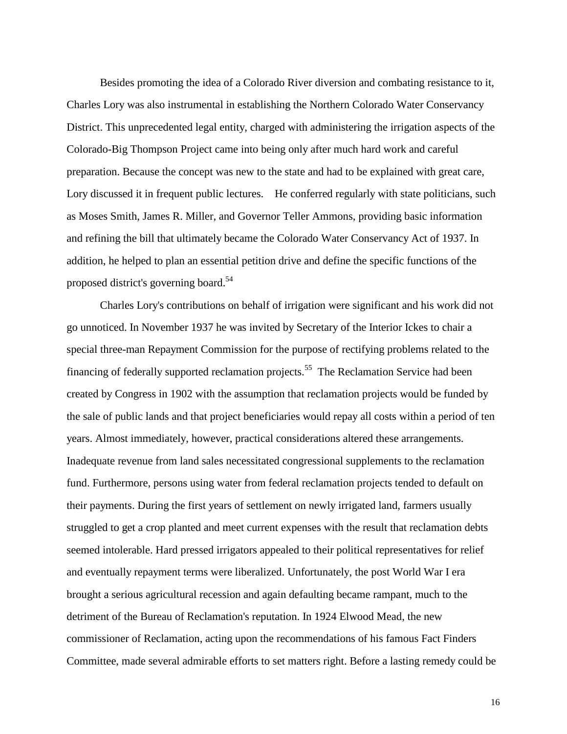Besides promoting the idea of a Colorado River diversion and combating resistance to it, Charles Lory was also instrumental in establishing the Northern Colorado Water Conservancy District. This unprecedented legal entity, charged with administering the irrigation aspects of the Colorado-Big Thompson Project came into being only after much hard work and careful preparation. Because the concept was new to the state and had to be explained with great care, Lory discussed it in frequent public lectures. He conferred regularly with state politicians, such as Moses Smith, James R. Miller, and Governor Teller Ammons, providing basic information and refining the bill that ultimately became the Colorado Water Conservancy Act of 1937. In addition, he helped to plan an essential petition drive and define the specific functions of the proposed district's governing board.[54]

Charles Lory's contributions on behalf of irrigation were significant and his work did not go unnoticed. In November 1937 he was invited by Secretary of the Interior Ickes to chair a special three-man Repayment Commission for the purpose of rectifying problems related to the financing of federally supported reclamation projects.[55] The Reclamation Service had been created by Congress in 1902 with the assumption that reclamation projects would be funded by the sale of public lands and that project beneficiaries would repay all costs within a period of ten years. Almost immediately, however, practical considerations altered these arrangements. Inadequate revenue from land sales necessitated congressional supplements to the reclamation fund. Furthermore, persons using water from federal reclamation projects tended to default on their payments. During the first years of settlement on newly irrigated land, farmers usually struggled to get a crop planted and meet current expenses with the result that reclamation debts seemed intolerable. Hard pressed irrigators appealed to their political representatives for relief and eventually repayment terms were liberalized. Unfortunately, the post World War I era brought a serious agricultural recession and again defaulting became rampant, much to the detriment of the Bureau of Reclamation's reputation. In 1924 Elwood Mead, the new commissioner of Reclamation, acting upon the recommendations of his famous Fact Finders Committee, made several admirable efforts to set matters right. Before a lasting remedy could be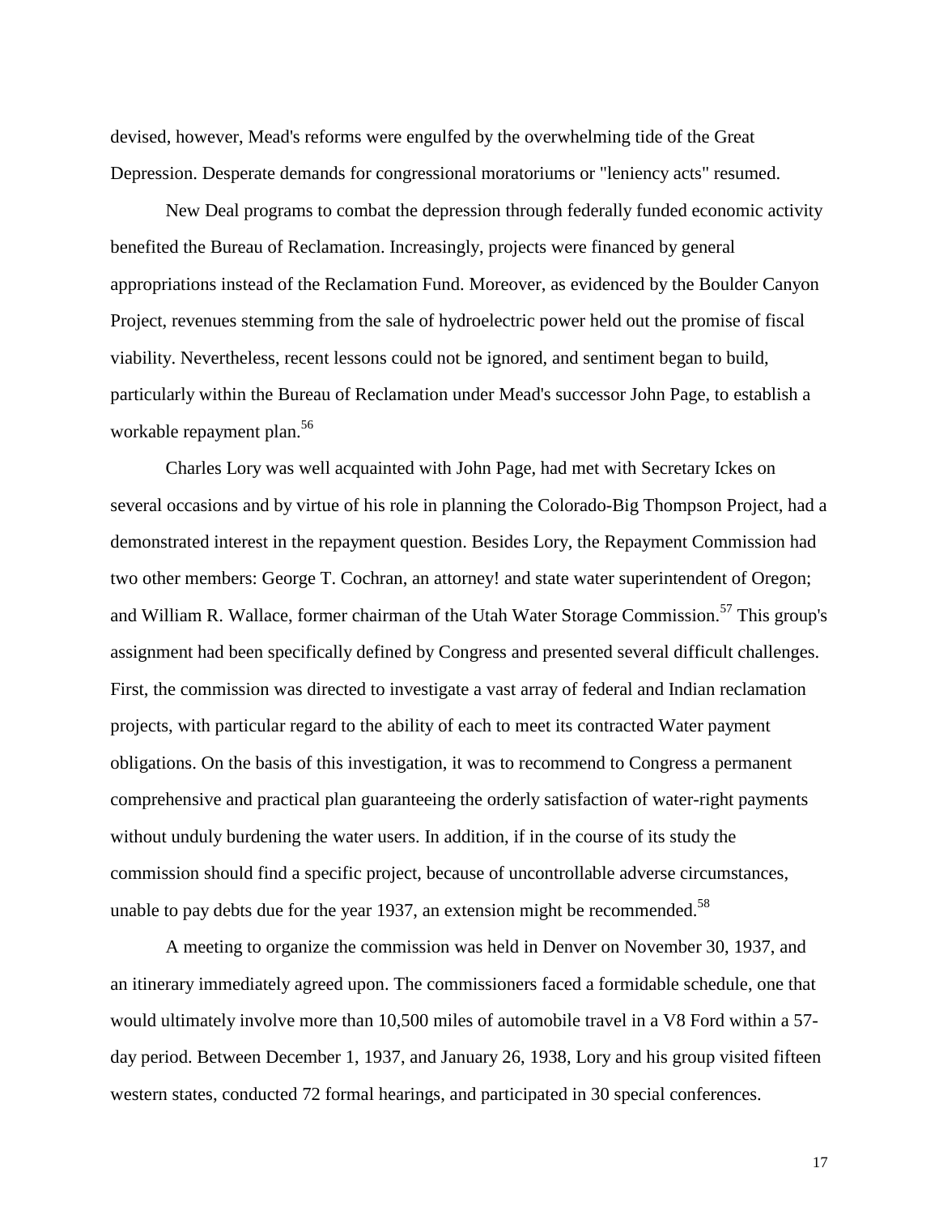devised, however, Mead's reforms were engulfed by the overwhelming tide of the Great Depression. Desperate demands for congressional moratoriums or "leniency acts" resumed.

New Deal programs to combat the depression through federally funded economic activity benefited the Bureau of Reclamation. Increasingly, projects were financed by general appropriations instead of the Reclamation Fund. Moreover, as evidenced by the Boulder Canyon Project, revenues stemming from the sale of hydroelectric power held out the promise of fiscal viability. Nevertheless, recent lessons could not be ignored, and sentiment began to build, particularly within the Bureau of Reclamation under Mead's successor John Page, to establish a workable repayment plan.[56]

Charles Lory was well acquainted with John Page, had met with Secretary Ickes on several occasions and by virtue of his role in planning the Colorado-Big Thompson Project, had a demonstrated interest in the repayment question. Besides Lory, the Repayment Commission had two other members: George T. Cochran, an attorney! and state water superintendent of Oregon; and William R. Wallace, former chairman of the Utah Water Storage Commission.[57] This group's assignment had been specifically defined by Congress and presented several difficult challenges. First, the commission was directed to investigate a vast array of federal and Indian reclamation projects, with particular regard to the ability of each to meet its contracted Water payment obligations. On the basis of this investigation, it was to recommend to Congress a permanent comprehensive and practical plan guaranteeing the orderly satisfaction of water-right payments without unduly burdening the water users. In addition, if in the course of its study the commission should find a specific project, because of uncontrollable adverse circumstances, unable to pay debts due for the year 1937, an extension might be recommended.[58]

A meeting to organize the commission was held in Denver on November 30, 1937, and an itinerary immediately agreed upon. The commissioners faced a formidable schedule, one that would ultimately involve more than 10,500 miles of automobile travel in a V8 Ford within a 57-day period. Between December 1, 1937, and January 26, 1938, Lory and his group visited fifteen western states, conducted 72 formal hearings, and participated in 30 special conferences.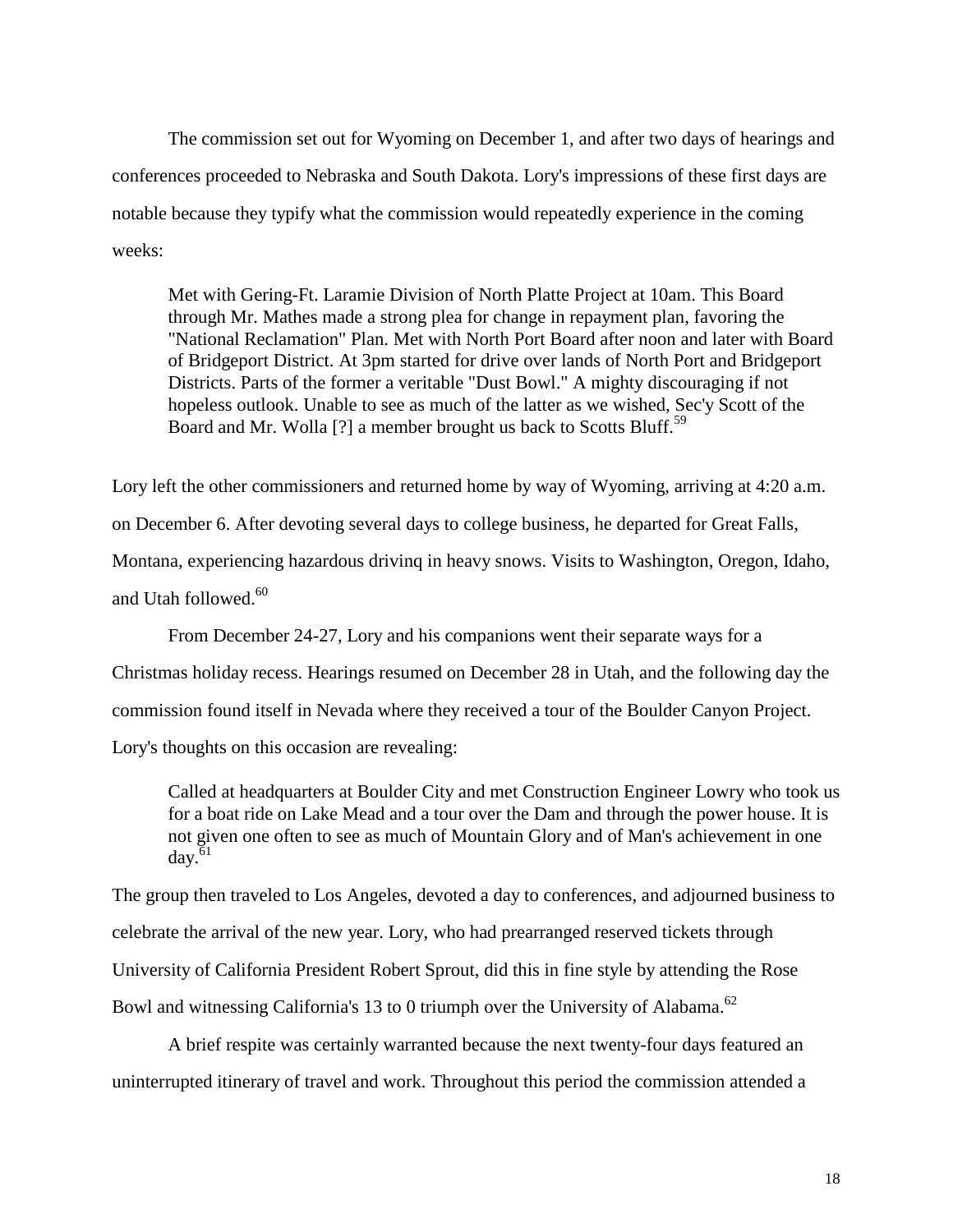The commission set out for Wyoming on December 1, and after two days of hearings and conferences proceeded to Nebraska and South Dakota. Lory's impressions of these first days are notable because they typify what the commission would repeatedly experience in the coming weeks:

> Met with Gering-Ft. Laramie Division of North Platte Project at 10am. This Board through Mr. Mathes made a strong plea for change in repayment plan, favoring the "National Reclamation" Plan. Met with North Port Board after noon and later with Board of Bridgeport District. At 3pm started for drive over lands of North Port and Bridgeport Districts. Parts of the former a veritable "Dust Bowl." A mighty discouraging if not hopeless outlook. Unable to see as much of the latter as we wished, Sec'y Scott of the Board and Mr. Wolla [?] a member brought us back to Scotts Bluff.[59]

Lory left the other commissioners and returned home by way of Wyoming, arriving at 4:20 a.m. on December 6. After devoting several days to college business, he departed for Great Falls, Montana, experiencing hazardous drivinq in heavy snows. Visits to Washington, Oregon, Idaho, and Utah followed.[60]

From December 24-27, Lory and his companions went their separate ways for a Christmas holiday recess. Hearings resumed on December 28 in Utah, and the following day the commission found itself in Nevada where they received a tour of the Boulder Canyon Project. Lory's thoughts on this occasion are revealing:

> Called at headquarters at Boulder City and met Construction Engineer Lowry who took us for a boat ride on Lake Mead and a tour over the Dam and through the power house. It is not given one often to see as much of Mountain Glory and of Man's achievement in one day.[61]

The group then traveled to Los Angeles, devoted a day to conferences, and adjourned business to celebrate the arrival of the new year. Lory, who had prearranged reserved tickets through University of California President Robert Sprout, did this in fine style by attending the Rose Bowl and witnessing California's 13 to 0 triumph over the University of Alabama.[62]

A brief respite was certainly warranted because the next twenty-four days featured an uninterrupted itinerary of travel and work. Throughout this period the commission attended a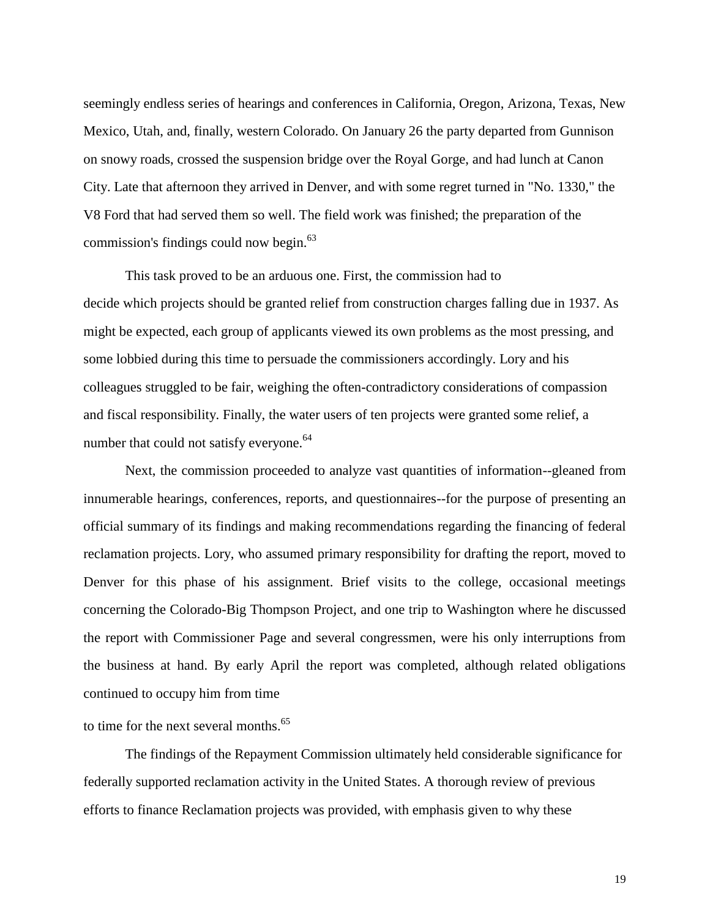seemingly endless series of hearings and conferences in California, Oregon, Arizona, Texas, New Mexico, Utah, and, finally, western Colorado. On January 26 the party departed from Gunnison on snowy roads, crossed the suspension bridge over the Royal Gorge, and had lunch at Canon City. Late that afternoon they arrived in Denver, and with some regret turned in "No. 1330," the V8 Ford that had served them so well. The field work was finished; the preparation of the commission's findings could now begin.[63]

This task proved to be an arduous one. First, the commission had to decide which projects should be granted relief from construction charges falling due in 1937. As might be expected, each group of applicants viewed its own problems as the most pressing, and some lobbied during this time to persuade the commissioners accordingly. Lory and his colleagues struggled to be fair, weighing the often-contradictory considerations of compassion and fiscal responsibility. Finally, the water users of ten projects were granted some relief, a number that could not satisfy everyone.[64]

Next, the commission proceeded to analyze vast quantities of information--gleaned from innumerable hearings, conferences, reports, and questionnaires--for the purpose of presenting an official summary of its findings and making recommendations regarding the financing of federal reclamation projects. Lory, who assumed primary responsibility for drafting the report, moved to Denver for this phase of his assignment. Brief visits to the college, occasional meetings concerning the Colorado-Big Thompson Project, and one trip to Washington where he discussed the report with Commissioner Page and several congressmen, were his only interruptions from the business at hand. By early April the report was completed, although related obligations continued to occupy him from time to time for the next several months.[65]

The findings of the Repayment Commission ultimately held considerable significance for federally supported reclamation activity in the United States. A thorough review of previous efforts to finance Reclamation projects was provided, with emphasis given to why these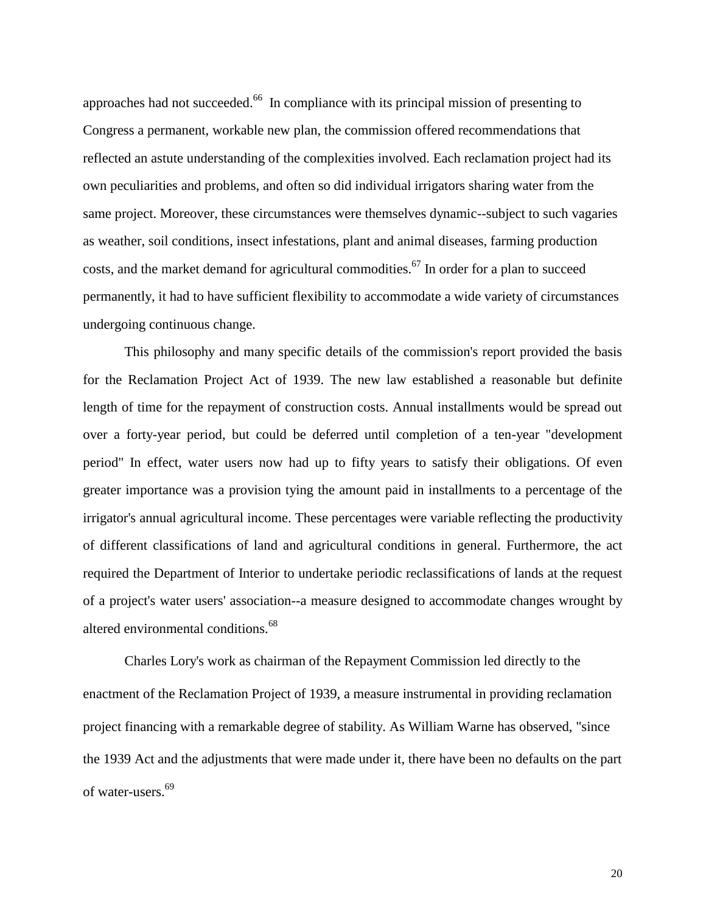approaches had not succeeded.[66] In compliance with its principal mission of presenting to Congress a permanent, workable new plan, the commission offered recommendations that reflected an astute understanding of the complexities involved. Each reclamation project had its own peculiarities and problems, and often so did individual irrigators sharing water from the same project. Moreover, these circumstances were themselves dynamic--subject to such vagaries as weather, soil conditions, insect infestations, plant and animal diseases, farming production costs, and the market demand for agricultural commodities.[67] In order for a plan to succeed permanently, it had to have sufficient flexibility to accommodate a wide variety of circumstances undergoing continuous change.

This philosophy and many specific details of the commission's report provided the basis for the Reclamation Project Act of 1939. The new law established a reasonable but definite length of time for the repayment of construction costs. Annual installments would be spread out over a forty-year period, but could be deferred until completion of a ten-year "development period" In effect, water users now had up to fifty years to satisfy their obligations. Of even greater importance was a provision tying the amount paid in installments to a percentage of the irrigator's annual agricultural income. These percentages were variable reflecting the productivity of different classifications of land and agricultural conditions in general. Furthermore, the act required the Department of Interior to undertake periodic reclassifications of lands at the request of a project's water users' association--a measure designed to accommodate changes wrought by altered environmental conditions.[68]

Charles Lory's work as chairman of the Repayment Commission led directly to the enactment of the Reclamation Project of 1939, a measure instrumental in providing reclamation project financing with a remarkable degree of stability. As William Warne has observed, "since the 1939 Act and the adjustments that were made under it, there have been no defaults on the part of water-users.[69]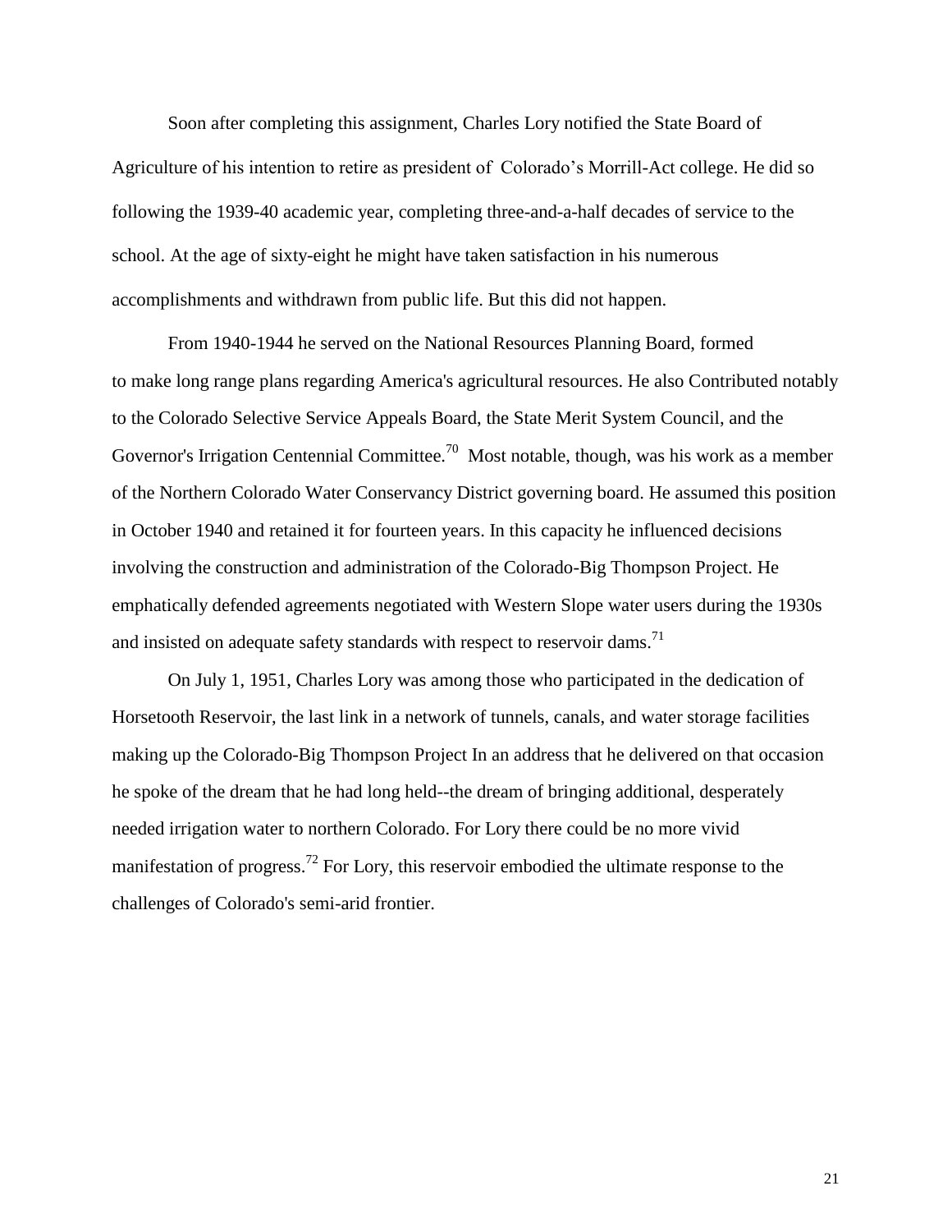Soon after completing this assignment, Charles Lory notified the State Board of Agriculture of his intention to retire as president of Colorado's Morrill-Act college. He did so following the 1939-40 academic year, completing three-and-a-half decades of service to the school. At the age of sixty-eight he might have taken satisfaction in his numerous accomplishments and withdrawn from public life. But this did not happen.

From 1940-1944 he served on the National Resources Planning Board, formed to make long range plans regarding America's agricultural resources. He also Contributed notably to the Colorado Selective Service Appeals Board, the State Merit System Council, and the Governor's Irrigation Centennial Committee.[70] Most notable, though, was his work as a member of the Northern Colorado Water Conservancy District governing board. He assumed this position in October 1940 and retained it for fourteen years. In this capacity he influenced decisions involving the construction and administration of the Colorado-Big Thompson Project. He emphatically defended agreements negotiated with Western Slope water users during the 1930s and insisted on adequate safety standards with respect to reservoir dams.[71]

On July 1, 1951, Charles Lory was among those who participated in the dedication of Horsetooth Reservoir, the last link in a network of tunnels, canals, and water storage facilities making up the Colorado-Big Thompson Project In an address that he delivered on that occasion he spoke of the dream that he had long held--the dream of bringing additional, desperately needed irrigation water to northern Colorado. For Lory there could be no more vivid manifestation of progress.[72] For Lory, this reservoir embodied the ultimate response to the challenges of Colorado's semi-arid frontier.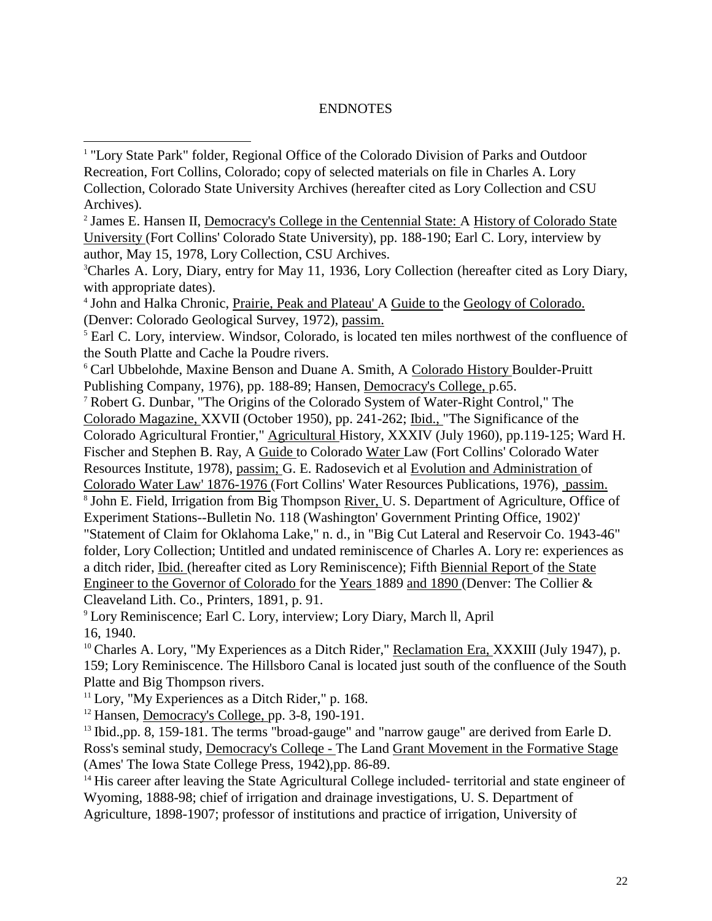# ENDNOTES

[1] "Lory State Park" folder, Regional Office of the Colorado Division of Parks and Outdoor Recreation, Fort Collins, Colorado; copy of selected materials on file in Charles A. Lory Collection, Colorado State University Archives (hereafter cited as Lory Collection and CSU Archives).

[2] James E. Hansen II, Democracy's College in the Centennial State: A History of Colorado State University (Fort Collins' Colorado State University), pp. 188-190; Earl C. Lory, interview by author, May 15, 1978, Lory Collection, CSU Archives.

[3] Charles A. Lory, Diary, entry for May 11, 1936, Lory Collection (hereafter cited as Lory Diary, with appropriate dates).

[4] John and Halka Chronic, Prairie, Peak and Plateau' A Guide to the Geology of Colorado. (Denver: Colorado Geological Survey, 1972), passim.

[5] Earl C. Lory, interview. Windsor, Colorado, is located ten miles northwest of the confluence of the South Platte and Cache la Poudre rivers.

[6] Carl Ubbelohde, Maxine Benson and Duane A. Smith, A Colorado History Boulder-Pruitt Publishing Company, 1976), pp. 188-89; Hansen, Democracy's College, p.65.

[7] Robert G. Dunbar, "The Origins of the Colorado System of Water-Right Control," The Colorado Magazine, XXVII (October 1950), pp. 241-262; Ibid., "The Significance of the Colorado Agricultural Frontier," Agricultural History, XXXIV (July 1960), pp.119-125; Ward H. Fischer and Stephen B. Ray, A Guide to Colorado Water Law (Fort Collins' Colorado Water Resources Institute, 1978), passim; G. E. Radosevich et al Evolution and Administration of Colorado Water Law' 1876-1976 (Fort Collins' Water Resources Publications, 1976), passim.

[8] John E. Field, Irrigation from Big Thompson River, U. S. Department of Agriculture, Office of Experiment Stations--Bulletin No. 118 (Washington' Government Printing Office, 1902)' "Statement of Claim for Oklahoma Lake," n. d., in "Big Cut Lateral and Reservoir Co. 1943-46" folder, Lory Collection; Untitled and undated reminiscence of Charles A. Lory re: experiences as a ditch rider, Ibid. (hereafter cited as Lory Reminiscence); Fifth Biennial Report of the State Engineer to the Governor of Colorado for the Years 1889 and 1890 (Denver: The Collier & Cleaveland Lith. Co., Printers, 1891, p. 91.

[9] Lory Reminiscence; Earl C. Lory, interview; Lory Diary, March ll, April 16, 1940.

[10] Charles A. Lory, "My Experiences as a Ditch Rider," Reclamation Era, XXXIII (July 1947), p. 159; Lory Reminiscence. The Hillsboro Canal is located just south of the confluence of the South Platte and Big Thompson rivers.

[11] Lory, "My Experiences as a Ditch Rider," p. 168.

[12] Hansen, Democracy's College, pp. 3-8, 190-191.

[13] Ibid.,pp. 8, 159-181. The terms "broad-gauge" and "narrow gauge" are derived from Earle D. Ross's seminal study, Democracy's Colleqe - The Land Grant Movement in the Formative Stage (Ames' The Iowa State College Press, 1942),pp. 86-89.

[14] His career after leaving the State Agricultural College included- territorial and state engineer of Wyoming, 1888-98; chief of irrigation and drainage investigations, U. S. Department of Agriculture, 1898-1907; professor of institutions and practice of irrigation, University of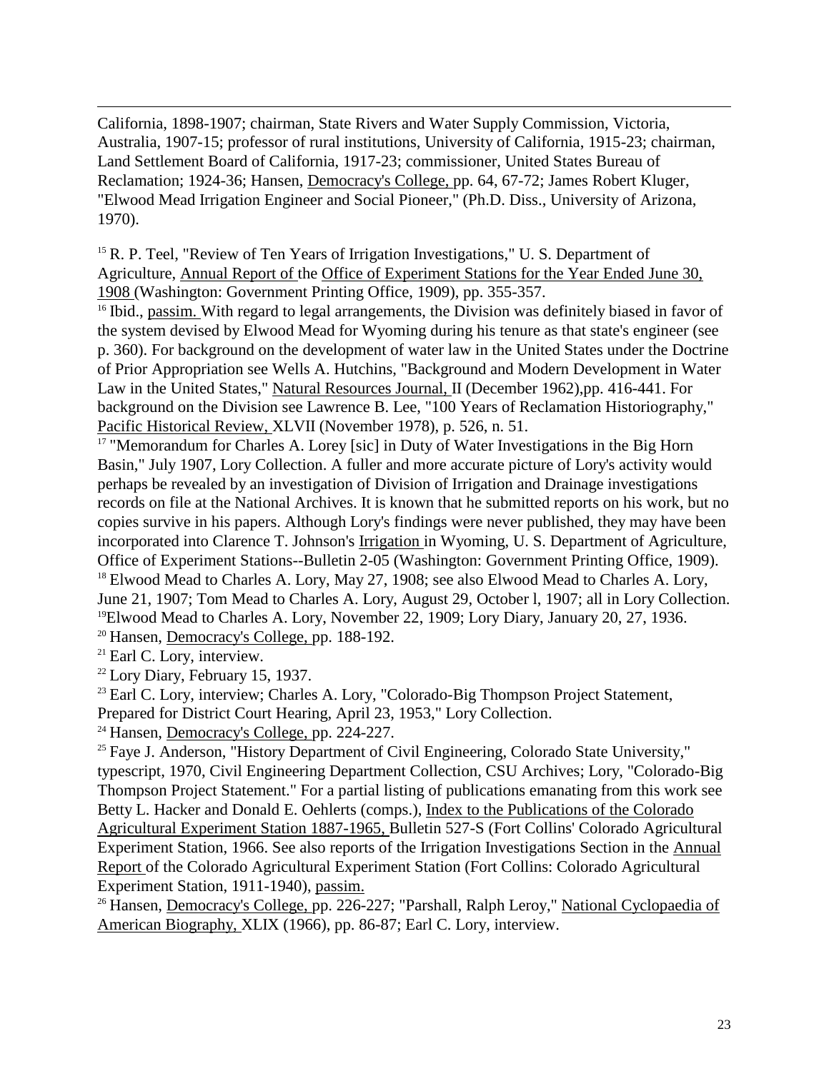California, 1898-1907; chairman, State Rivers and Water Supply Commission, Victoria, Australia, 1907-15; professor of rural institutions, University of California, 1915-23; chairman, Land Settlement Board of California, 1917-23; commissioner, United States Bureau of Reclamation; 1924-36; Hansen, Democracy's College, pp. 64, 67-72; James Robert Kluger, "Elwood Mead Irrigation Engineer and Social Pioneer," (Ph.D. Diss., University of Arizona, 1970).

[15] R. P. Teel, "Review of Ten Years of Irrigation Investigations," U. S. Department of Agriculture, Annual Report of the Office of Experiment Stations for the Year Ended June 30, 1908 (Washington: Government Printing Office, 1909), pp. 355-357.

[16] Ibid., passim. With regard to legal arrangements, the Division was definitely biased in favor of the system devised by Elwood Mead for Wyoming during his tenure as that state's engineer (see p. 360). For background on the development of water law in the United States under the Doctrine of Prior Appropriation see Wells A. Hutchins, "Background and Modern Development in Water Law in the United States," Natural Resources Journal, II (December 1962),pp. 416-441. For background on the Division see Lawrence B. Lee, "100 Years of Reclamation Historiography," Pacific Historical Review, XLVII (November 1978), p. 526, n. 51.

[17] "Memorandum for Charles A. Lorey [sic] in Duty of Water Investigations in the Big Horn Basin," July 1907, Lory Collection. A fuller and more accurate picture of Lory's activity would perhaps be revealed by an investigation of Division of Irrigation and Drainage investigations records on file at the National Archives. It is known that he submitted reports on his work, but no copies survive in his papers. Although Lory's findings were never published, they may have been incorporated into Clarence T. Johnson's Irrigation in Wyoming, U. S. Department of Agriculture, Office of Experiment Stations--Bulletin 2-05 (Washington: Government Printing Office, 1909).

[18] Elwood Mead to Charles A. Lory, May 27, 1908; see also Elwood Mead to Charles A. Lory, June 21, 1907; Tom Mead to Charles A. Lory, August 29, October l, 1907; all in Lory Collection.

[19] Elwood Mead to Charles A. Lory, November 22, 1909; Lory Diary, January 20, 27, 1936.

[20] Hansen, Democracy's College, pp. 188-192.

[21] Earl C. Lory, interview.

[22] Lory Diary, February 15, 1937.

[23] Earl C. Lory, interview; Charles A. Lory, "Colorado-Big Thompson Project Statement, Prepared for District Court Hearing, April 23, 1953," Lory Collection.

[24] Hansen, Democracy's College, pp. 224-227.

[25] Faye J. Anderson, "History Department of Civil Engineering, Colorado State University," typescript, 1970, Civil Engineering Department Collection, CSU Archives; Lory, "Colorado-Big Thompson Project Statement." For a partial listing of publications emanating from this work see Betty L. Hacker and Donald E. Oehlerts (comps.), Index to the Publications of the Colorado Agricultural Experiment Station 1887-1965, Bulletin 527-S (Fort Collins' Colorado Agricultural Experiment Station, 1966. See also reports of the Irrigation Investigations Section in the Annual Report of the Colorado Agricultural Experiment Station (Fort Collins: Colorado Agricultural Experiment Station, 1911-1940), passim.

[26] Hansen, Democracy's College, pp. 226-227; "Parshall, Ralph Leroy," National Cyclopaedia of American Biography, XLIX (1966), pp. 86-87; Earl C. Lory, interview.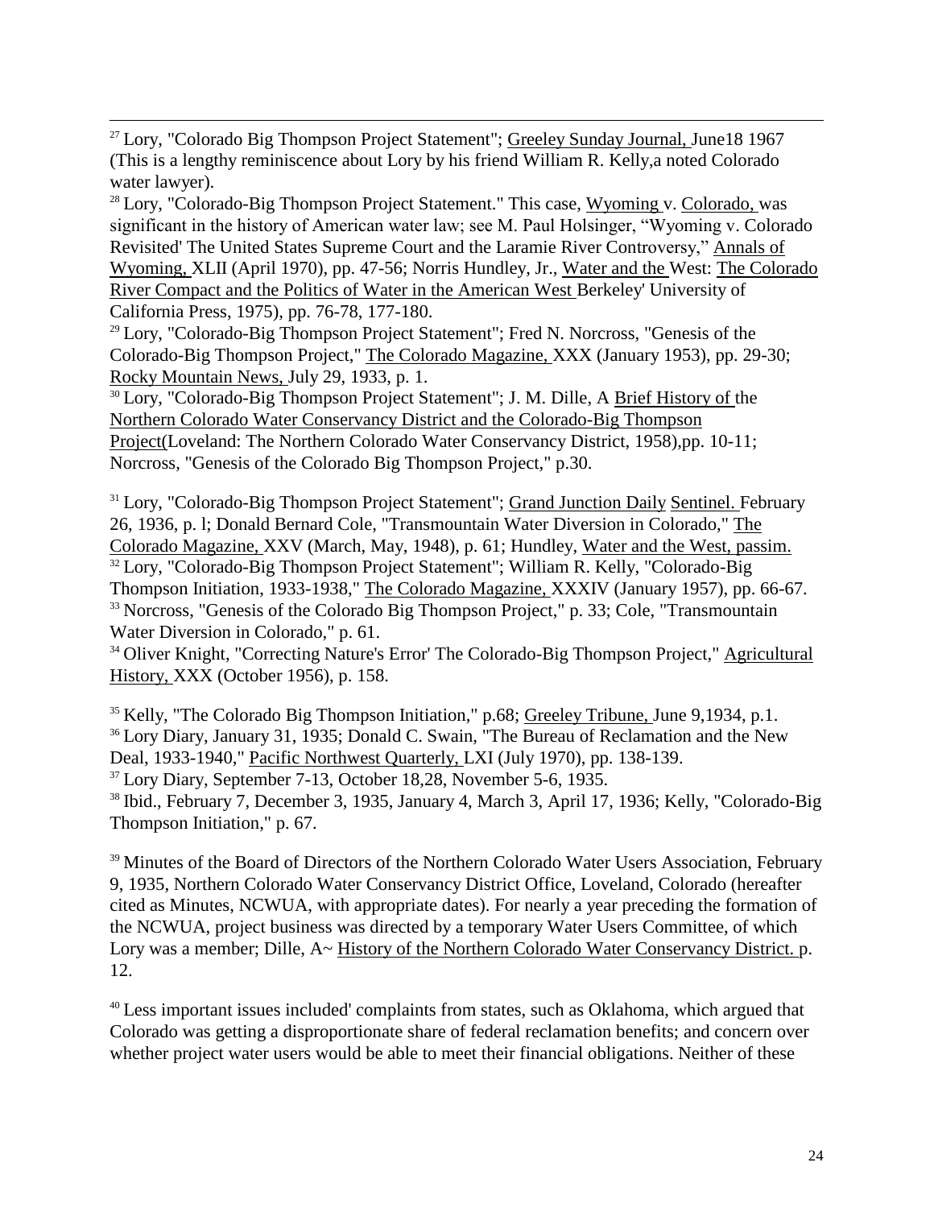[27] Lory, "Colorado Big Thompson Project Statement"; Greeley Sunday Journal, June18 1967 (This is a lengthy reminiscence about Lory by his friend William R. Kelly,a noted Colorado water lawyer).

[28] Lory, "Colorado-Big Thompson Project Statement." This case, Wyoming v. Colorado, was significant in the history of American water law; see M. Paul Holsinger, "Wyoming v. Colorado Revisited' The United States Supreme Court and the Laramie River Controversy," Annals of Wyoming, XLII (April 1970), pp. 47-56; Norris Hundley, Jr., Water and the West: The Colorado River Compact and the Politics of Water in the American West Berkeley' University of California Press, 1975), pp. 76-78, 177-180.

[29] Lory, "Colorado-Big Thompson Project Statement"; Fred N. Norcross, "Genesis of the Colorado-Big Thompson Project," The Colorado Magazine, XXX (January 1953), pp. 29-30; Rocky Mountain News, July 29, 1933, p. 1.

[30] Lory, "Colorado-Big Thompson Project Statement"; J. M. Dille, A Brief History of the Northern Colorado Water Conservancy District and the Colorado-Big Thompson Project(Loveland: The Northern Colorado Water Conservancy District, 1958),pp. 10-11; Norcross, "Genesis of the Colorado Big Thompson Project," p.30.

[31] Lory, "Colorado-Big Thompson Project Statement"; Grand Junction Daily Sentinel. February 26, 1936, p. l; Donald Bernard Cole, "Transmountain Water Diversion in Colorado," The Colorado Magazine, XXV (March, May, 1948), p. 61; Hundley, Water and the West, passim.

[32] Lory, "Colorado-Big Thompson Project Statement"; William R. Kelly, "Colorado-Big Thompson Initiation, 1933-1938," The Colorado Magazine, XXXIV (January 1957), pp. 66-67.

[33] Norcross, "Genesis of the Colorado Big Thompson Project," p. 33; Cole, "Transmountain Water Diversion in Colorado," p. 61.

[34] Oliver Knight, "Correcting Nature's Error' The Colorado-Big Thompson Project," Agricultural History, XXX (October 1956), p. 158.

[35] Kelly, "The Colorado Big Thompson Initiation," p.68; Greeley Tribune, June 9,1934, p.1.

[36] Lory Diary, January 31, 1935; Donald C. Swain, "The Bureau of Reclamation and the New Deal, 1933-1940," Pacific Northwest Quarterly, LXI (July 1970), pp. 138-139.

[37] Lory Diary, September 7-13, October 18,28, November 5-6, 1935.

[38] Ibid., February 7, December 3, 1935, January 4, March 3, April 17, 1936; Kelly, "Colorado-Big Thompson Initiation," p. 67.

[39] Minutes of the Board of Directors of the Northern Colorado Water Users Association, February 9, 1935, Northern Colorado Water Conservancy District Office, Loveland, Colorado (hereafter cited as Minutes, NCWUA, with appropriate dates). For nearly a year preceding the formation of the NCWUA, project business was directed by a temporary Water Users Committee, of which Lory was a member; Dille, A~ History of the Northern Colorado Water Conservancy District. p. 12.

[40] Less important issues included' complaints from states, such as Oklahoma, which argued that Colorado was getting a disproportionate share of federal reclamation benefits; and concern over whether project water users would be able to meet their financial obligations. Neither of these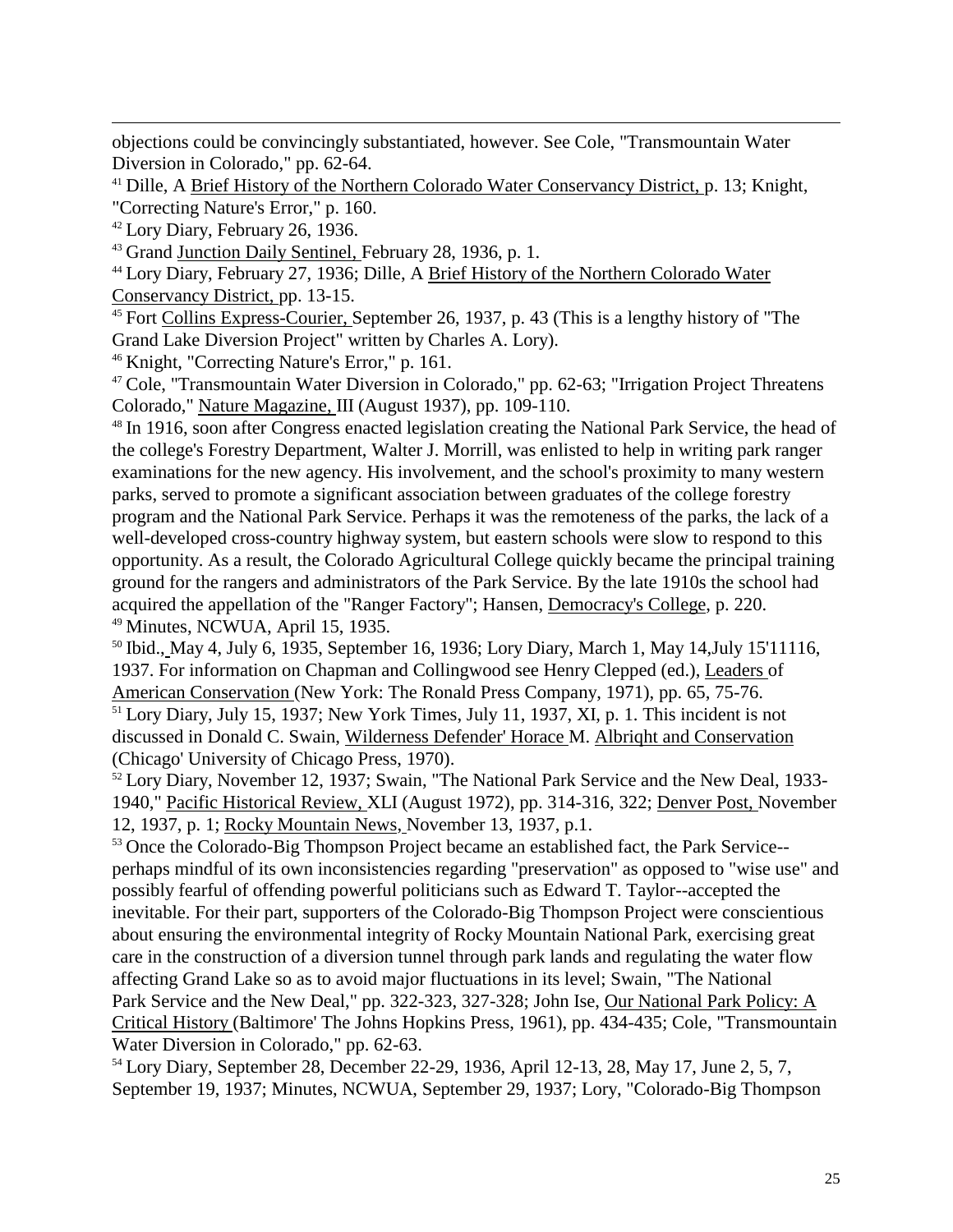objections could be convincingly substantiated, however. See Cole, "Transmountain Water Diversion in Colorado," pp. 62-64.

[41] Dille, A Brief History of the Northern Colorado Water Conservancy District, p. 13; Knight, "Correcting Nature's Error," p. 160.

[42] Lory Diary, February 26, 1936.

[43] Grand Junction Daily Sentinel, February 28, 1936, p. 1.

[44] Lory Diary, February 27, 1936; Dille, A Brief History of the Northern Colorado Water Conservancy District, pp. 13-15.

[45] Fort Collins Express-Courier, September 26, 1937, p. 43 (This is a lengthy history of "The Grand Lake Diversion Project" written by Charles A. Lory).

[46] Knight, "Correcting Nature's Error," p. 161.

[47] Cole, "Transmountain Water Diversion in Colorado," pp. 62-63; "Irrigation Project Threatens Colorado," Nature Magazine, III (August 1937), pp. 109-110.

[48] In 1916, soon after Congress enacted legislation creating the National Park Service, the head of the college's Forestry Department, Walter J. Morrill, was enlisted to help in writing park ranger examinations for the new agency. His involvement, and the school's proximity to many western parks, served to promote a significant association between graduates of the college forestry program and the National Park Service. Perhaps it was the remoteness of the parks, the lack of a well-developed cross-country highway system, but eastern schools were slow to respond to this opportunity. As a result, the Colorado Agricultural College quickly became the principal training ground for the rangers and administrators of the Park Service. By the late 1910s the school had acquired the appellation of the "Ranger Factory"; Hansen, Democracy's College, p. 220.

[49] Minutes, NCWUA, April 15, 1935.

[50] Ibid., May 4, July 6, 1935, September 16, 1936; Lory Diary, March 1, May 14,July 15'11116, 1937. For information on Chapman and Collingwood see Henry Clepped (ed.), Leaders of American Conservation (New York: The Ronald Press Company, 1971), pp. 65, 75-76.

[51] Lory Diary, July 15, 1937; New York Times, July 11, 1937, XI, p. 1. This incident is not discussed in Donald C. Swain, Wilderness Defender' Horace M. Albriqht and Conservation (Chicago' University of Chicago Press, 1970).

[52] Lory Diary, November 12, 1937; Swain, "The National Park Service and the New Deal, 1933-1940," Pacific Historical Review, XLI (August 1972), pp. 314-316, 322; Denver Post, November 12, 1937, p. 1; Rocky Mountain News, November 13, 1937, p.1.

[53] Once the Colorado-Big Thompson Project became an established fact, the Park Service--perhaps mindful of its own inconsistencies regarding "preservation" as opposed to "wise use" and possibly fearful of offending powerful politicians such as Edward T. Taylor--accepted the inevitable. For their part, supporters of the Colorado-Big Thompson Project were conscientious about ensuring the environmental integrity of Rocky Mountain National Park, exercising great care in the construction of a diversion tunnel through park lands and regulating the water flow affecting Grand Lake so as to avoid major fluctuations in its level; Swain, "The National Park Service and the New Deal," pp. 322-323, 327-328; John Ise, Our National Park Policy: A Critical History (Baltimore' The Johns Hopkins Press, 1961), pp. 434-435; Cole, "Transmountain Water Diversion in Colorado," pp. 62-63.

[54] Lory Diary, September 28, December 22-29, 1936, April 12-13, 28, May 17, June 2, 5, 7, September 19, 1937; Minutes, NCWUA, September 29, 1937; Lory, "Colorado-Big Thompson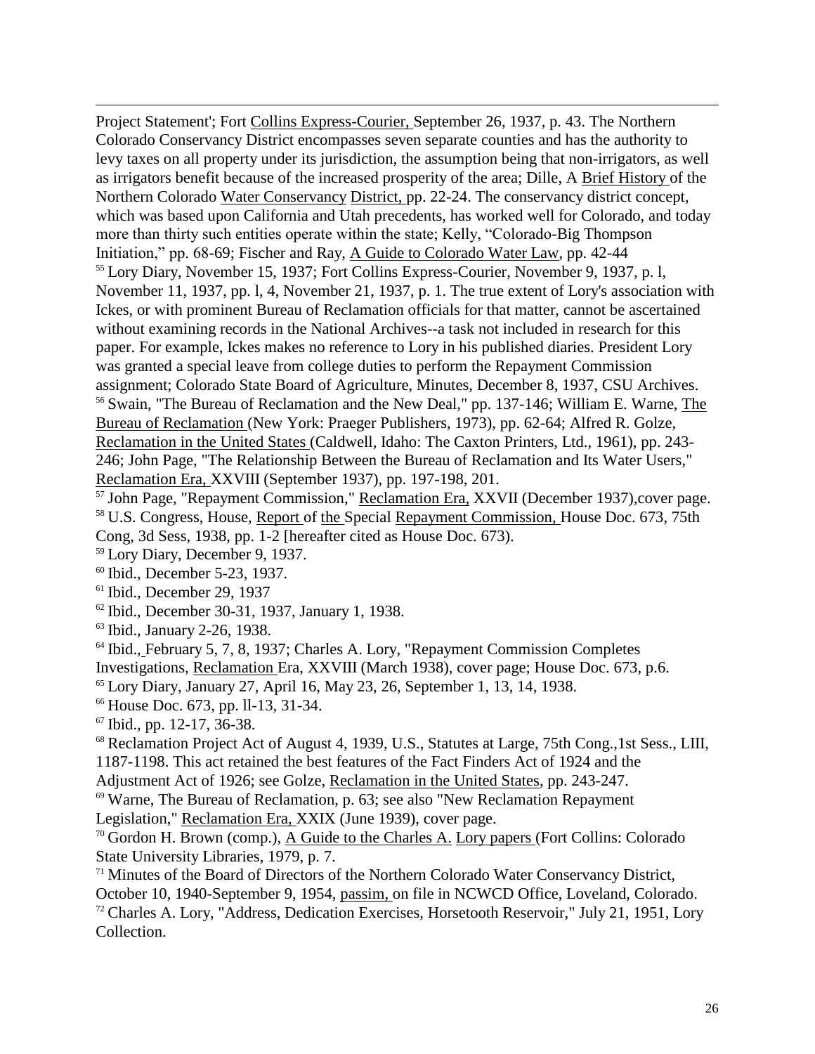Project Statement'; Fort Collins Express-Courier, September 26, 1937, p. 43. The Northern Colorado Conservancy District encompasses seven separate counties and has the authority to levy taxes on all property under its jurisdiction, the assumption being that non-irrigators, as well as irrigators benefit because of the increased prosperity of the area; Dille, A Brief History of the Northern Colorado Water Conservancy District, pp. 22-24. The conservancy district concept, which was based upon California and Utah precedents, has worked well for Colorado, and today more than thirty such entities operate within the state; Kelly, "Colorado-Big Thompson Initiation," pp. 68-69; Fischer and Ray, A Guide to Colorado Water Law, pp. 42-44

[55] Lory Diary, November 15, 1937; Fort Collins Express-Courier, November 9, 1937, p. l, November 11, 1937, pp. l, 4, November 21, 1937, p. 1. The true extent of Lory's association with Ickes, or with prominent Bureau of Reclamation officials for that matter, cannot be ascertained without examining records in the National Archives--a task not included in research for this paper. For example, Ickes makes no reference to Lory in his published diaries. President Lory was granted a special leave from college duties to perform the Repayment Commission assignment; Colorado State Board of Agriculture, Minutes, December 8, 1937, CSU Archives.

[56] Swain, "The Bureau of Reclamation and the New Deal," pp. 137-146; William E. Warne, The Bureau of Reclamation (New York: Praeger Publishers, 1973), pp. 62-64; Alfred R. Golze, Reclamation in the United States (Caldwell, Idaho: The Caxton Printers, Ltd., 1961), pp. 243-246; John Page, "The Relationship Between the Bureau of Reclamation and Its Water Users," Reclamation Era, XXVIII (September 1937), pp. 197-198, 201.

[57] John Page, "Repayment Commission," Reclamation Era, XXVII (December 1937),cover page.

[58] U.S. Congress, House, Report of the Special Repayment Commission, House Doc. 673, 75th Cong, 3d Sess, 1938, pp. 1-2 [hereafter cited as House Doc. 673).

[59] Lory Diary, December 9, 1937.

[60] Ibid., December 5-23, 1937.

[61] Ibid., December 29, 1937

[62] Ibid., December 30-31, 1937, January 1, 1938.

[63] Ibid., January 2-26, 1938.

[64] Ibid., February 5, 7, 8, 1937; Charles A. Lory, "Repayment Commission Completes Investigations, Reclamation Era, XXVIII (March 1938), cover page; House Doc. 673, p.6.

[65] Lory Diary, January 27, April 16, May 23, 26, September 1, 13, 14, 1938.

[66] House Doc. 673, pp. ll-13, 31-34.

[67] Ibid., pp. 12-17, 36-38.

[68] Reclamation Project Act of August 4, 1939, U.S., Statutes at Large, 75th Cong.,1st Sess., LIII, 1187-1198. This act retained the best features of the Fact Finders Act of 1924 and the Adjustment Act of 1926; see Golze, Reclamation in the United States, pp. 243-247.

[69] Warne, The Bureau of Reclamation, p. 63; see also "New Reclamation Repayment Legislation," Reclamation Era, XXIX (June 1939), cover page.

[70] Gordon H. Brown (comp.), A Guide to the Charles A. Lory papers (Fort Collins: Colorado State University Libraries, 1979, p. 7.

[71] Minutes of the Board of Directors of the Northern Colorado Water Conservancy District, October 10, 1940-September 9, 1954, passim, on file in NCWCD Office, Loveland, Colorado.

[72] Charles A. Lory, "Address, Dedication Exercises, Horsetooth Reservoir," July 21, 1951, Lory Collection.